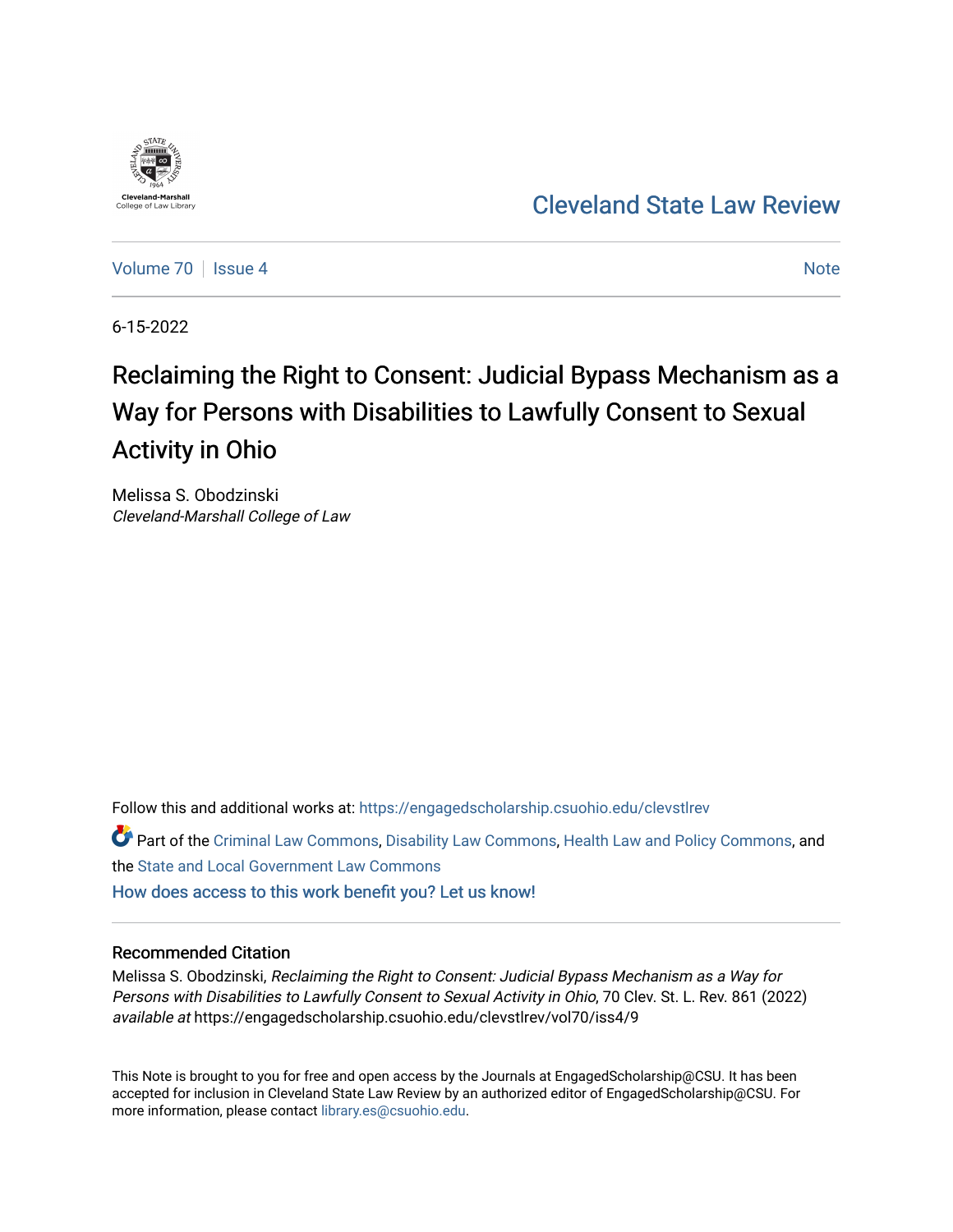Cleveland-Marshall College of Law Library

# Cleveland State Law Review

Volume 70 | Issue 4 — Note

6-15-2022

# Reclaiming the Right to Consent: Judicial Bypass Mechanism as a Way for Persons with Disabilities to Lawfully Consent to Sexual Activity in Ohio

Melissa S. Obodzinski
*Cleveland-Marshall College of Law*

Follow this and additional works at: https://engagedscholarship.csuohio.edu/clevstlrev

Part of the Criminal Law Commons, Disability Law Commons, Health Law and Policy Commons, and the State and Local Government Law Commons

How does access to this work benefit you? Let us know!

## Recommended Citation

Melissa S. Obodzinski, *Reclaiming the Right to Consent: Judicial Bypass Mechanism as a Way for Persons with Disabilities to Lawfully Consent to Sexual Activity in Ohio*, 70 Clev. St. L. Rev. 861 (2022) *available at* https://engagedscholarship.csuohio.edu/clevstlrev/vol70/iss4/9

This Note is brought to you for free and open access by the Journals at EngagedScholarship@CSU. It has been accepted for inclusion in Cleveland State Law Review by an authorized editor of EngagedScholarship@CSU. For more information, please contact library.es@csuohio.edu.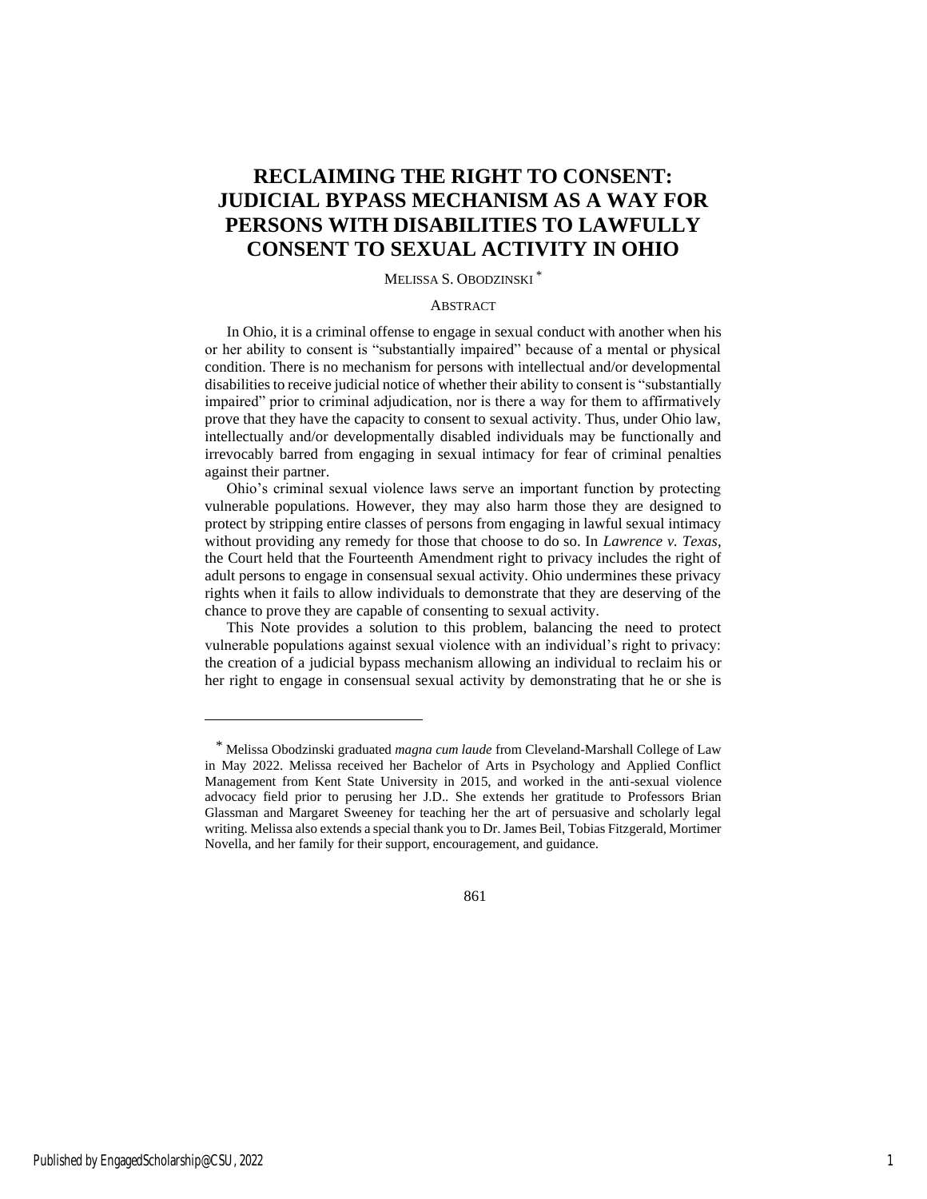# RECLAIMING THE RIGHT TO CONSENT: JUDICIAL BYPASS MECHANISM AS A WAY FOR PERSONS WITH DISABILITIES TO LAWFULLY CONSENT TO SEXUAL ACTIVITY IN OHIO

MELISSA S. OBODZINSKI [*]

## ABSTRACT

In Ohio, it is a criminal offense to engage in sexual conduct with another when his or her ability to consent is "substantially impaired" because of a mental or physical condition. There is no mechanism for persons with intellectual and/or developmental disabilities to receive judicial notice of whether their ability to consent is "substantially impaired" prior to criminal adjudication, nor is there a way for them to affirmatively prove that they have the capacity to consent to sexual activity. Thus, under Ohio law, intellectually and/or developmentally disabled individuals may be functionally and irrevocably barred from engaging in sexual intimacy for fear of criminal penalties against their partner.

Ohio's criminal sexual violence laws serve an important function by protecting vulnerable populations. However, they may also harm those they are designed to protect by stripping entire classes of persons from engaging in lawful sexual intimacy without providing any remedy for those that choose to do so. In *Lawrence v. Texas*, the Court held that the Fourteenth Amendment right to privacy includes the right of adult persons to engage in consensual sexual activity. Ohio undermines these privacy rights when it fails to allow individuals to demonstrate that they are deserving of the chance to prove they are capable of consenting to sexual activity.

This Note provides a solution to this problem, balancing the need to protect vulnerable populations against sexual violence with an individual's right to privacy: the creation of a judicial bypass mechanism allowing an individual to reclaim his or her right to engage in consensual sexual activity by demonstrating that he or she is

---

[*] Melissa Obodzinski graduated *magna cum laude* from Cleveland-Marshall College of Law in May 2022. Melissa received her Bachelor of Arts in Psychology and Applied Conflict Management from Kent State University in 2015, and worked in the anti-sexual violence advocacy field prior to perusing her J.D.. She extends her gratitude to Professors Brian Glassman and Margaret Sweeney for teaching her the art of persuasive and scholarly legal writing. Melissa also extends a special thank you to Dr. James Beil, Tobias Fitzgerald, Mortimer Novella, and her family for their support, encouragement, and guidance.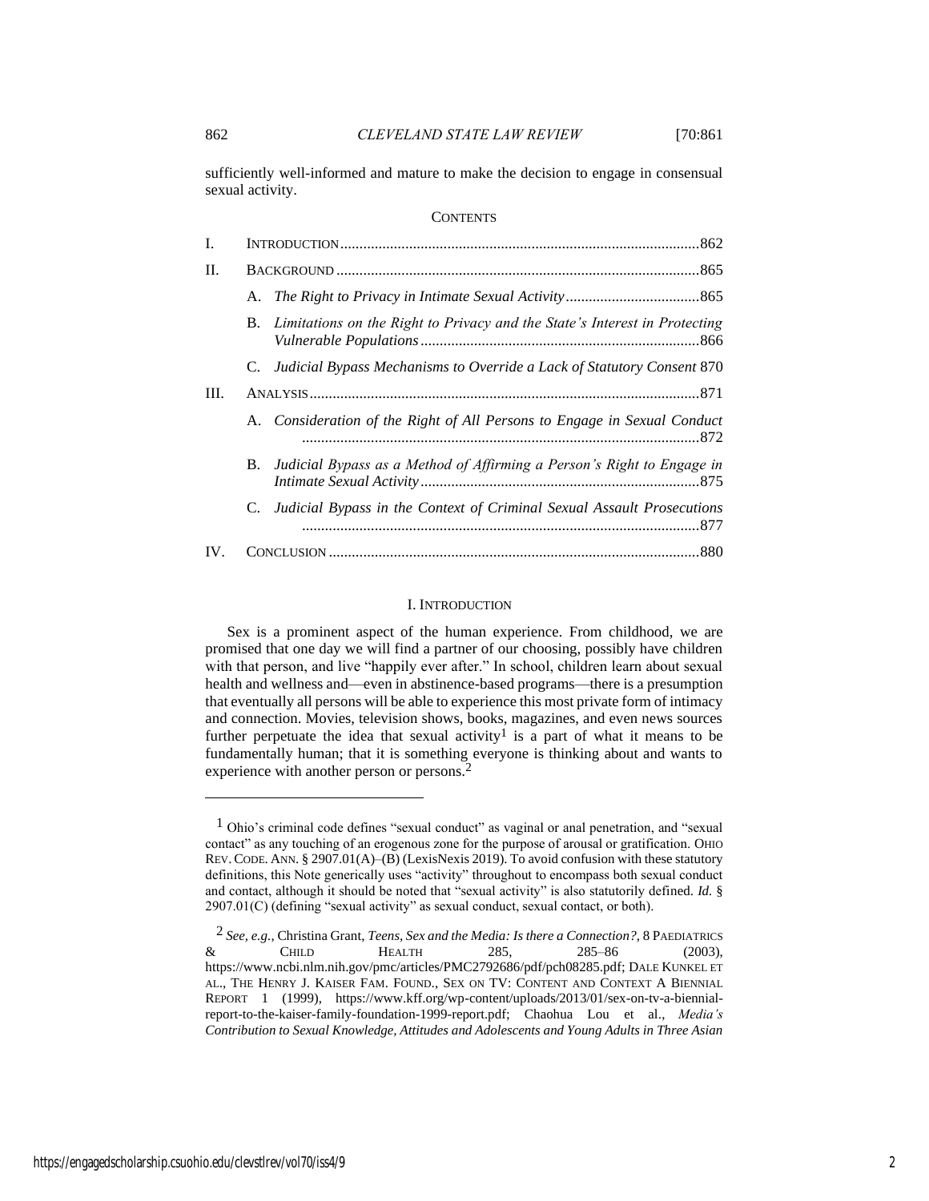sufficiently well-informed and mature to make the decision to engage in consensual sexual activity.

CONTENTS

I. INTRODUCTION .......... 862
II. BACKGROUND .......... 865
  A. *The Right to Privacy in Intimate Sexual Activity* .......... 865
  B. *Limitations on the Right to Privacy and the State's Interest in Protecting Vulnerable Populations* .......... 866
  C. *Judicial Bypass Mechanisms to Override a Lack of Statutory Consent* 870
III. ANALYSIS .......... 871
  A. *Consideration of the Right of All Persons to Engage in Sexual Conduct* .......... 872
  B. *Judicial Bypass as a Method of Affirming a Person's Right to Engage in Intimate Sexual Activity* .......... 875
  C. *Judicial Bypass in the Context of Criminal Sexual Assault Prosecutions* .......... 877
IV. CONCLUSION .......... 880

## I. INTRODUCTION

Sex is a prominent aspect of the human experience. From childhood, we are promised that one day we will find a partner of our choosing, possibly have children with that person, and live "happily ever after." In school, children learn about sexual health and wellness and—even in abstinence-based programs—there is a presumption that eventually all persons will be able to experience this most private form of intimacy and connection. Movies, television shows, books, magazines, and even news sources further perpetuate the idea that sexual activity[1] is a part of what it means to be fundamentally human; that it is something everyone is thinking about and wants to experience with another person or persons.[2]

---

[1] Ohio's criminal code defines "sexual conduct" as vaginal or anal penetration, and "sexual contact" as any touching of an erogenous zone for the purpose of arousal or gratification. OHIO REV. CODE. ANN. § 2907.01(A)–(B) (LexisNexis 2019). To avoid confusion with these statutory definitions, this Note generically uses "activity" throughout to encompass both sexual conduct and contact, although it should be noted that "sexual activity" is also statutorily defined. *Id.* § 2907.01(C) (defining "sexual activity" as sexual conduct, sexual contact, or both).

[2] *See, e.g.*, Christina Grant, *Teens, Sex and the Media: Is there a Connection?*, 8 PAEDIATRICS & CHILD HEALTH 285, 285–86 (2003), https://www.ncbi.nlm.nih.gov/pmc/articles/PMC2792686/pdf/pch08285.pdf; DALE KUNKEL ET AL., THE HENRY J. KAISER FAM. FOUND., SEX ON TV: CONTENT AND CONTEXT A BIENNIAL REPORT 1 (1999), https://www.kff.org/wp-content/uploads/2013/01/sex-on-tv-a-biennial-report-to-the-kaiser-family-foundation-1999-report.pdf; Chaohua Lou et al., *Media's Contribution to Sexual Knowledge, Attitudes and Adolescents and Young Adults in Three Asian*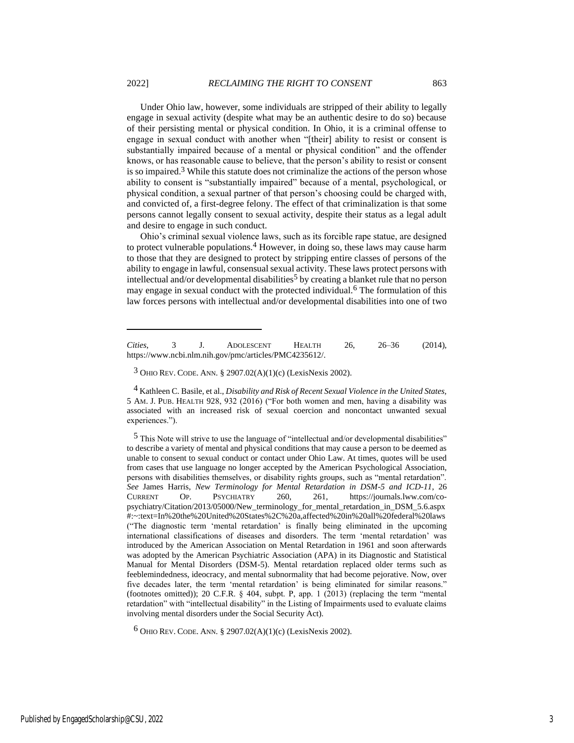Under Ohio law, however, some individuals are stripped of their ability to legally engage in sexual activity (despite what may be an authentic desire to do so) because of their persisting mental or physical condition. In Ohio, it is a criminal offense to engage in sexual conduct with another when "[their] ability to resist or consent is substantially impaired because of a mental or physical condition" and the offender knows, or has reasonable cause to believe, that the person's ability to resist or consent is so impaired.[3] While this statute does not criminalize the actions of the person whose ability to consent is "substantially impaired" because of a mental, psychological, or physical condition, a sexual partner of that person's choosing could be charged with, and convicted of, a first-degree felony. The effect of that criminalization is that some persons cannot legally consent to sexual activity, despite their status as a legal adult and desire to engage in such conduct.

Ohio's criminal sexual violence laws, such as its forcible rape statue, are designed to protect vulnerable populations.[4] However, in doing so, these laws may cause harm to those that they are designed to protect by stripping entire classes of persons of the ability to engage in lawful, consensual sexual activity. These laws protect persons with intellectual and/or developmental disabilities[5] by creating a blanket rule that no person may engage in sexual conduct with the protected individual.[6] The formulation of this law forces persons with intellectual and/or developmental disabilities into one of two

---

*Cities*, 3 J. ADOLESCENT HEALTH 26, 26–36 (2014), https://www.ncbi.nlm.nih.gov/pmc/articles/PMC4235612/.

[3] OHIO REV. CODE. ANN. § 2907.02(A)(1)(c) (LexisNexis 2002).

[4] Kathleen C. Basile, et al., *Disability and Risk of Recent Sexual Violence in the United States,* 5 AM. J. PUB. HEALTH 928, 932 (2016) ("For both women and men, having a disability was associated with an increased risk of sexual coercion and noncontact unwanted sexual experiences.").

[5] This Note will strive to use the language of "intellectual and/or developmental disabilities" to describe a variety of mental and physical conditions that may cause a person to be deemed as unable to consent to sexual conduct or contact under Ohio Law. At times, quotes will be used from cases that use language no longer accepted by the American Psychological Association, persons with disabilities themselves, or disability rights groups, such as "mental retardation". *See* James Harris, *New Terminology for Mental Retardation in DSM-5 and ICD-11*, 26 CURRENT OP. PSYCHIATRY 260, 261, https://journals.lww.com/co-psychiatry/Citation/2013/05000/New_terminology_for_mental_retardation_in_DSM_5.6.aspx #:~:text=In%20the%20United%20States%2C%20a,affected%20in%20all%20federal%20laws ("The diagnostic term 'mental retardation' is finally being eliminated in the upcoming international classifications of diseases and disorders. The term 'mental retardation' was introduced by the American Association on Mental Retardation in 1961 and soon afterwards was adopted by the American Psychiatric Association (APA) in its Diagnostic and Statistical Manual for Mental Disorders (DSM-5). Mental retardation replaced older terms such as feeblemindedness, ideocracy, and mental subnormality that had become pejorative. Now, over five decades later, the term 'mental retardation' is being eliminated for similar reasons." (footnotes omitted)); 20 C.F.R. § 404, subpt. P, app. 1 (2013) (replacing the term "mental retardation" with "intellectual disability" in the Listing of Impairments used to evaluate claims involving mental disorders under the Social Security Act).

[6] OHIO REV. CODE. ANN. § 2907.02(A)(1)(c) (LexisNexis 2002).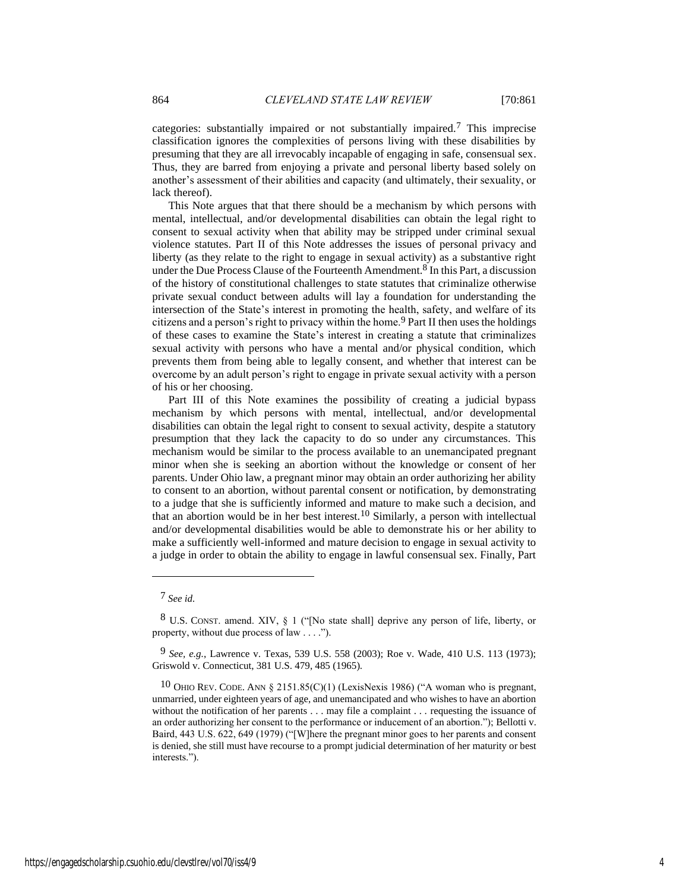categories: substantially impaired or not substantially impaired.[7] This imprecise classification ignores the complexities of persons living with these disabilities by presuming that they are all irrevocably incapable of engaging in safe, consensual sex. Thus, they are barred from enjoying a private and personal liberty based solely on another's assessment of their abilities and capacity (and ultimately, their sexuality, or lack thereof).

This Note argues that that there should be a mechanism by which persons with mental, intellectual, and/or developmental disabilities can obtain the legal right to consent to sexual activity when that ability may be stripped under criminal sexual violence statutes. Part II of this Note addresses the issues of personal privacy and liberty (as they relate to the right to engage in sexual activity) as a substantive right under the Due Process Clause of the Fourteenth Amendment.[8] In this Part, a discussion of the history of constitutional challenges to state statutes that criminalize otherwise private sexual conduct between adults will lay a foundation for understanding the intersection of the State's interest in promoting the health, safety, and welfare of its citizens and a person's right to privacy within the home.[9] Part II then uses the holdings of these cases to examine the State's interest in creating a statute that criminalizes sexual activity with persons who have a mental and/or physical condition, which prevents them from being able to legally consent, and whether that interest can be overcome by an adult person's right to engage in private sexual activity with a person of his or her choosing.

Part III of this Note examines the possibility of creating a judicial bypass mechanism by which persons with mental, intellectual, and/or developmental disabilities can obtain the legal right to consent to sexual activity, despite a statutory presumption that they lack the capacity to do so under any circumstances. This mechanism would be similar to the process available to an unemancipated pregnant minor when she is seeking an abortion without the knowledge or consent of her parents. Under Ohio law, a pregnant minor may obtain an order authorizing her ability to consent to an abortion, without parental consent or notification, by demonstrating to a judge that she is sufficiently informed and mature to make such a decision, and that an abortion would be in her best interest.[10] Similarly, a person with intellectual and/or developmental disabilities would be able to demonstrate his or her ability to make a sufficiently well-informed and mature decision to engage in sexual activity to a judge in order to obtain the ability to engage in lawful consensual sex. Finally, Part

---

[7] *See id.*

[8] U.S. CONST. amend. XIV, § 1 ("[No state shall] deprive any person of life, liberty, or property, without due process of law . . . .").

[9] *See, e.g.*, Lawrence v. Texas, 539 U.S. 558 (2003); Roe v. Wade, 410 U.S. 113 (1973); Griswold v. Connecticut, 381 U.S. 479, 485 (1965).

[10] OHIO REV. CODE. ANN § 2151.85(C)(1) (LexisNexis 1986) ("A woman who is pregnant, unmarried, under eighteen years of age, and unemancipated and who wishes to have an abortion without the notification of her parents . . . may file a complaint . . . requesting the issuance of an order authorizing her consent to the performance or inducement of an abortion."); Bellotti v. Baird, 443 U.S. 622, 649 (1979) ("[W]here the pregnant minor goes to her parents and consent is denied, she still must have recourse to a prompt judicial determination of her maturity or best interests.").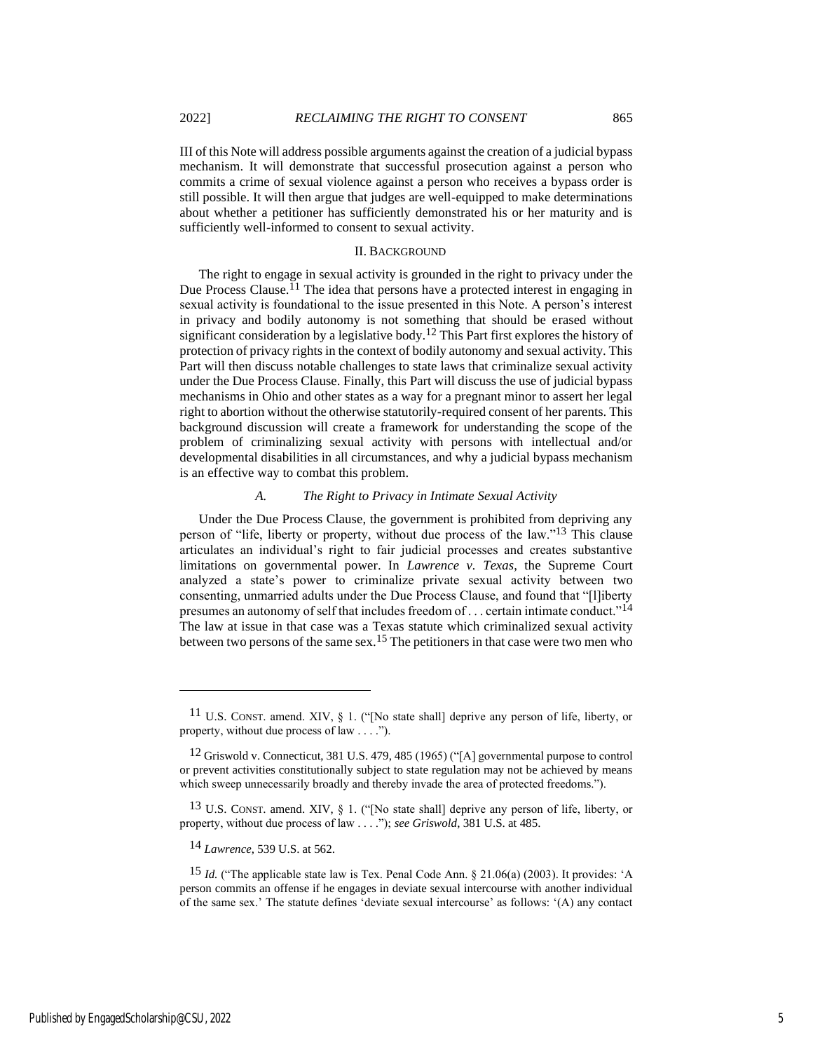III of this Note will address possible arguments against the creation of a judicial bypass mechanism. It will demonstrate that successful prosecution against a person who commits a crime of sexual violence against a person who receives a bypass order is still possible. It will then argue that judges are well-equipped to make determinations about whether a petitioner has sufficiently demonstrated his or her maturity and is sufficiently well-informed to consent to sexual activity.

## II. BACKGROUND

The right to engage in sexual activity is grounded in the right to privacy under the Due Process Clause.[11] The idea that persons have a protected interest in engaging in sexual activity is foundational to the issue presented in this Note. A person's interest in privacy and bodily autonomy is not something that should be erased without significant consideration by a legislative body.[12] This Part first explores the history of protection of privacy rights in the context of bodily autonomy and sexual activity. This Part will then discuss notable challenges to state laws that criminalize sexual activity under the Due Process Clause. Finally, this Part will discuss the use of judicial bypass mechanisms in Ohio and other states as a way for a pregnant minor to assert her legal right to abortion without the otherwise statutorily-required consent of her parents. This background discussion will create a framework for understanding the scope of the problem of criminalizing sexual activity with persons with intellectual and/or developmental disabilities in all circumstances, and why a judicial bypass mechanism is an effective way to combat this problem.

### *A. The Right to Privacy in Intimate Sexual Activity*

Under the Due Process Clause, the government is prohibited from depriving any person of "life, liberty or property, without due process of the law."[13] This clause articulates an individual's right to fair judicial processes and creates substantive limitations on governmental power. In *Lawrence v. Texas*, the Supreme Court analyzed a state's power to criminalize private sexual activity between two consenting, unmarried adults under the Due Process Clause, and found that "[l]iberty presumes an autonomy of self that includes freedom of . . . certain intimate conduct."[14] The law at issue in that case was a Texas statute which criminalized sexual activity between two persons of the same sex.[15] The petitioners in that case were two men who

---

[11] U.S. CONST. amend. XIV, § 1. ("[No state shall] deprive any person of life, liberty, or property, without due process of law . . . .").

[12] Griswold v. Connecticut, 381 U.S. 479, 485 (1965) ("[A] governmental purpose to control or prevent activities constitutionally subject to state regulation may not be achieved by means which sweep unnecessarily broadly and thereby invade the area of protected freedoms.").

[13] U.S. CONST. amend. XIV, § 1. ("[No state shall] deprive any person of life, liberty, or property, without due process of law . . . ."); *see Griswold*, 381 U.S. at 485.

[14] *Lawrence*, 539 U.S. at 562.

[15] *Id.* ("The applicable state law is Tex. Penal Code Ann. § 21.06(a) (2003). It provides: 'A person commits an offense if he engages in deviate sexual intercourse with another individual of the same sex.' The statute defines 'deviate sexual intercourse' as follows: '(A) any contact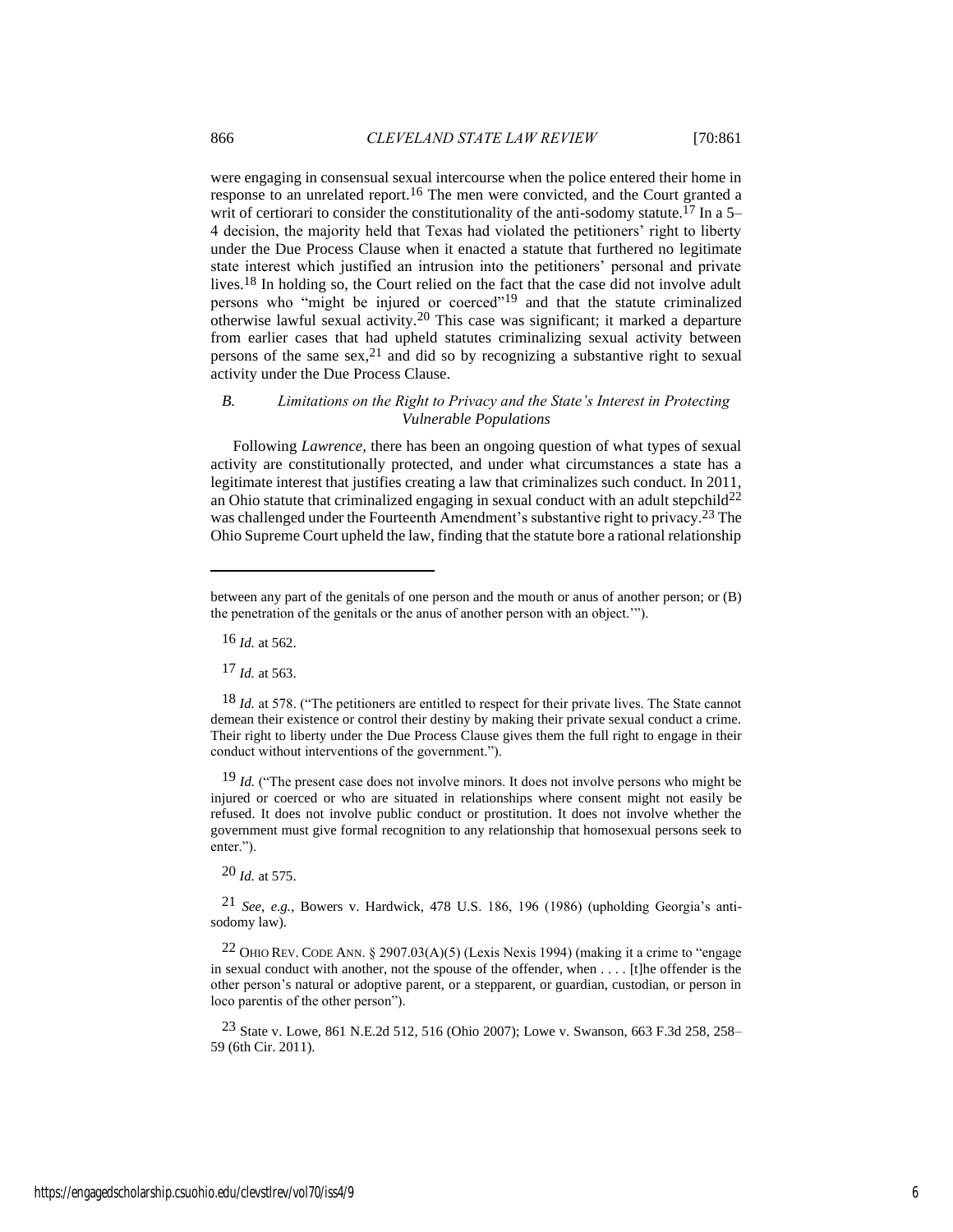were engaging in consensual sexual intercourse when the police entered their home in response to an unrelated report.[16] The men were convicted, and the Court granted a writ of certiorari to consider the constitutionality of the anti-sodomy statute.[17] In a 5–4 decision, the majority held that Texas had violated the petitioners' right to liberty under the Due Process Clause when it enacted a statute that furthered no legitimate state interest which justified an intrusion into the petitioners' personal and private lives.[18] In holding so, the Court relied on the fact that the case did not involve adult persons who "might be injured or coerced"[19] and that the statute criminalized otherwise lawful sexual activity.[20] This case was significant; it marked a departure from earlier cases that had upheld statutes criminalizing sexual activity between persons of the same sex,[21] and did so by recognizing a substantive right to sexual activity under the Due Process Clause.

### *B. Limitations on the Right to Privacy and the State's Interest in Protecting Vulnerable Populations*

Following *Lawrence*, there has been an ongoing question of what types of sexual activity are constitutionally protected, and under what circumstances a state has a legitimate interest that justifies creating a law that criminalizes such conduct. In 2011, an Ohio statute that criminalized engaging in sexual conduct with an adult stepchild[22] was challenged under the Fourteenth Amendment's substantive right to privacy.[23] The Ohio Supreme Court upheld the law, finding that the statute bore a rational relationship

---

between any part of the genitals of one person and the mouth or anus of another person; or (B) the penetration of the genitals or the anus of another person with an object.'").

[16] *Id.* at 562.

[17] *Id.* at 563.

[18] *Id.* at 578. ("The petitioners are entitled to respect for their private lives. The State cannot demean their existence or control their destiny by making their private sexual conduct a crime. Their right to liberty under the Due Process Clause gives them the full right to engage in their conduct without interventions of the government.").

[19] *Id.* ("The present case does not involve minors. It does not involve persons who might be injured or coerced or who are situated in relationships where consent might not easily be refused. It does not involve public conduct or prostitution. It does not involve whether the government must give formal recognition to any relationship that homosexual persons seek to enter.").

[20] *Id.* at 575.

[21] *See, e.g.*, Bowers v. Hardwick, 478 U.S. 186, 196 (1986) (upholding Georgia's anti-sodomy law).

[22] OHIO REV. CODE ANN. § 2907.03(A)(5) (Lexis Nexis 1994) (making it a crime to "engage in sexual conduct with another, not the spouse of the offender, when . . . . [t]he offender is the other person's natural or adoptive parent, or a stepparent, or guardian, custodian, or person in loco parentis of the other person").

[23] State v. Lowe, 861 N.E.2d 512, 516 (Ohio 2007); Lowe v. Swanson, 663 F.3d 258, 258–59 (6th Cir. 2011).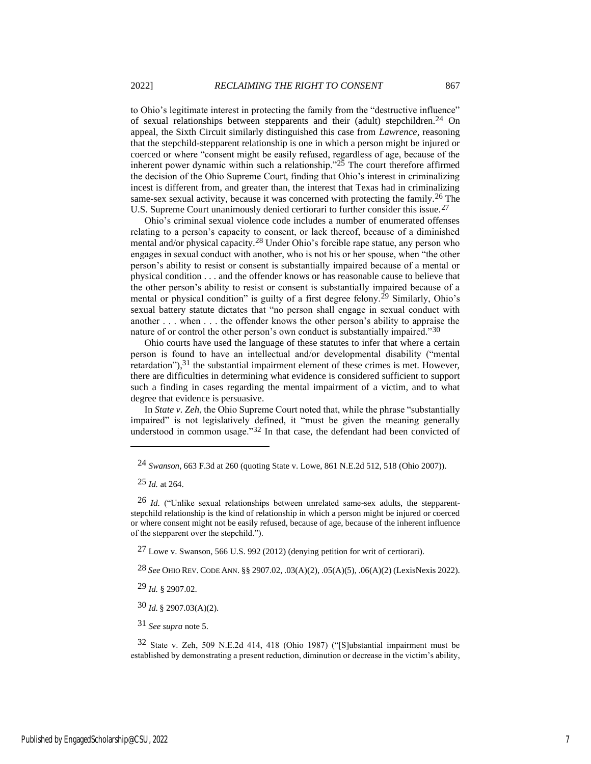to Ohio's legitimate interest in protecting the family from the "destructive influence" of sexual relationships between stepparents and their (adult) stepchildren.[24] On appeal, the Sixth Circuit similarly distinguished this case from *Lawrence*, reasoning that the stepchild-stepparent relationship is one in which a person might be injured or coerced or where "consent might be easily refused, regardless of age, because of the inherent power dynamic within such a relationship."[25] The court therefore affirmed the decision of the Ohio Supreme Court, finding that Ohio's interest in criminalizing incest is different from, and greater than, the interest that Texas had in criminalizing same-sex sexual activity, because it was concerned with protecting the family.[26] The U.S. Supreme Court unanimously denied certiorari to further consider this issue.[27]

Ohio's criminal sexual violence code includes a number of enumerated offenses relating to a person's capacity to consent, or lack thereof, because of a diminished mental and/or physical capacity.[28] Under Ohio's forcible rape statue, any person who engages in sexual conduct with another, who is not his or her spouse, when "the other person's ability to resist or consent is substantially impaired because of a mental or physical condition . . . and the offender knows or has reasonable cause to believe that the other person's ability to resist or consent is substantially impaired because of a mental or physical condition" is guilty of a first degree felony.[29] Similarly, Ohio's sexual battery statute dictates that "no person shall engage in sexual conduct with another . . . when . . . the offender knows the other person's ability to appraise the nature of or control the other person's own conduct is substantially impaired."[30]

Ohio courts have used the language of these statutes to infer that where a certain person is found to have an intellectual and/or developmental disability ("mental retardation"),[31] the substantial impairment element of these crimes is met. However, there are difficulties in determining what evidence is considered sufficient to support such a finding in cases regarding the mental impairment of a victim, and to what degree that evidence is persuasive.

In *State v. Zeh*, the Ohio Supreme Court noted that, while the phrase "substantially impaired" is not legislatively defined, it "must be given the meaning generally understood in common usage."[32] In that case, the defendant had been convicted of

---

[24] *Swanson*, 663 F.3d at 260 (quoting State v. Lowe, 861 N.E.2d 512, 518 (Ohio 2007)).

[25] *Id.* at 264.

[26] *Id.* ("Unlike sexual relationships between unrelated same-sex adults, the stepparent-stepchild relationship is the kind of relationship in which a person might be injured or coerced or where consent might not be easily refused, because of age, because of the inherent influence of the stepparent over the stepchild.").

[27] Lowe v. Swanson, 566 U.S. 992 (2012) (denying petition for writ of certiorari).

[28] *See* OHIO REV. CODE ANN. §§ 2907.02, .03(A)(2), .05(A)(5), .06(A)(2) (LexisNexis 2022).

[29] *Id.* § 2907.02.

[30] *Id.* § 2907.03(A)(2).

[31] *See supra* note 5.

[32] State v. Zeh, 509 N.E.2d 414, 418 (Ohio 1987) ("[S]ubstantial impairment must be established by demonstrating a present reduction, diminution or decrease in the victim's ability,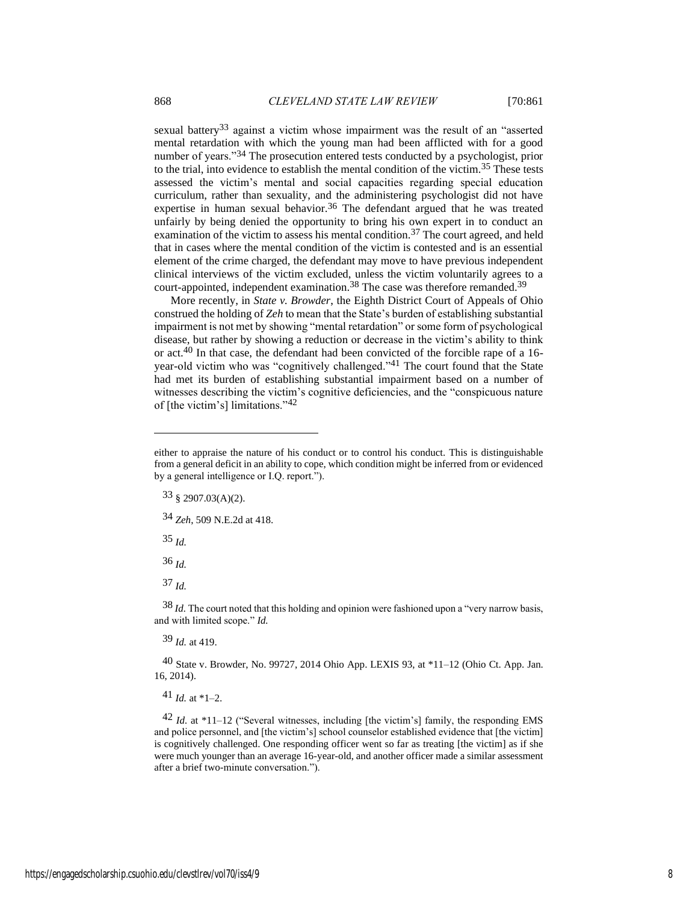sexual battery[33] against a victim whose impairment was the result of an "asserted mental retardation with which the young man had been afflicted with for a good number of years."[34] The prosecution entered tests conducted by a psychologist, prior to the trial, into evidence to establish the mental condition of the victim.[35] These tests assessed the victim's mental and social capacities regarding special education curriculum, rather than sexuality, and the administering psychologist did not have expertise in human sexual behavior.[36] The defendant argued that he was treated unfairly by being denied the opportunity to bring his own expert in to conduct an examination of the victim to assess his mental condition.[37] The court agreed, and held that in cases where the mental condition of the victim is contested and is an essential element of the crime charged, the defendant may move to have previous independent clinical interviews of the victim excluded, unless the victim voluntarily agrees to a court-appointed, independent examination.[38] The case was therefore remanded.[39]

More recently, in *State v. Browder*, the Eighth District Court of Appeals of Ohio construed the holding of *Zeh* to mean that the State's burden of establishing substantial impairment is not met by showing "mental retardation" or some form of psychological disease, but rather by showing a reduction or decrease in the victim's ability to think or act.[40] In that case, the defendant had been convicted of the forcible rape of a 16-year-old victim who was "cognitively challenged."[41] The court found that the State had met its burden of establishing substantial impairment based on a number of witnesses describing the victim's cognitive deficiencies, and the "conspicuous nature of [the victim's] limitations."[42]

---

either to appraise the nature of his conduct or to control his conduct. This is distinguishable from a general deficit in an ability to cope, which condition might be inferred from or evidenced by a general intelligence or I.Q. report.").

[33] § 2907.03(A)(2).

[34] *Zeh*, 509 N.E.2d at 418.

[35] *Id.*

[36] *Id.*

[37] *Id.*

[38] *Id.* The court noted that this holding and opinion were fashioned upon a "very narrow basis, and with limited scope." *Id.*

[39] *Id.* at 419.

[40] State v. Browder, No. 99727, 2014 Ohio App. LEXIS 93, at *11–12 (Ohio Ct. App. Jan. 16, 2014).

[41] *Id.* at *1–2.

[42] *Id.* at *11–12 ("Several witnesses, including [the victim's] family, the responding EMS and police personnel, and [the victim's] school counselor established evidence that [the victim] is cognitively challenged. One responding officer went so far as treating [the victim] as if she were much younger than an average 16-year-old, and another officer made a similar assessment after a brief two-minute conversation.").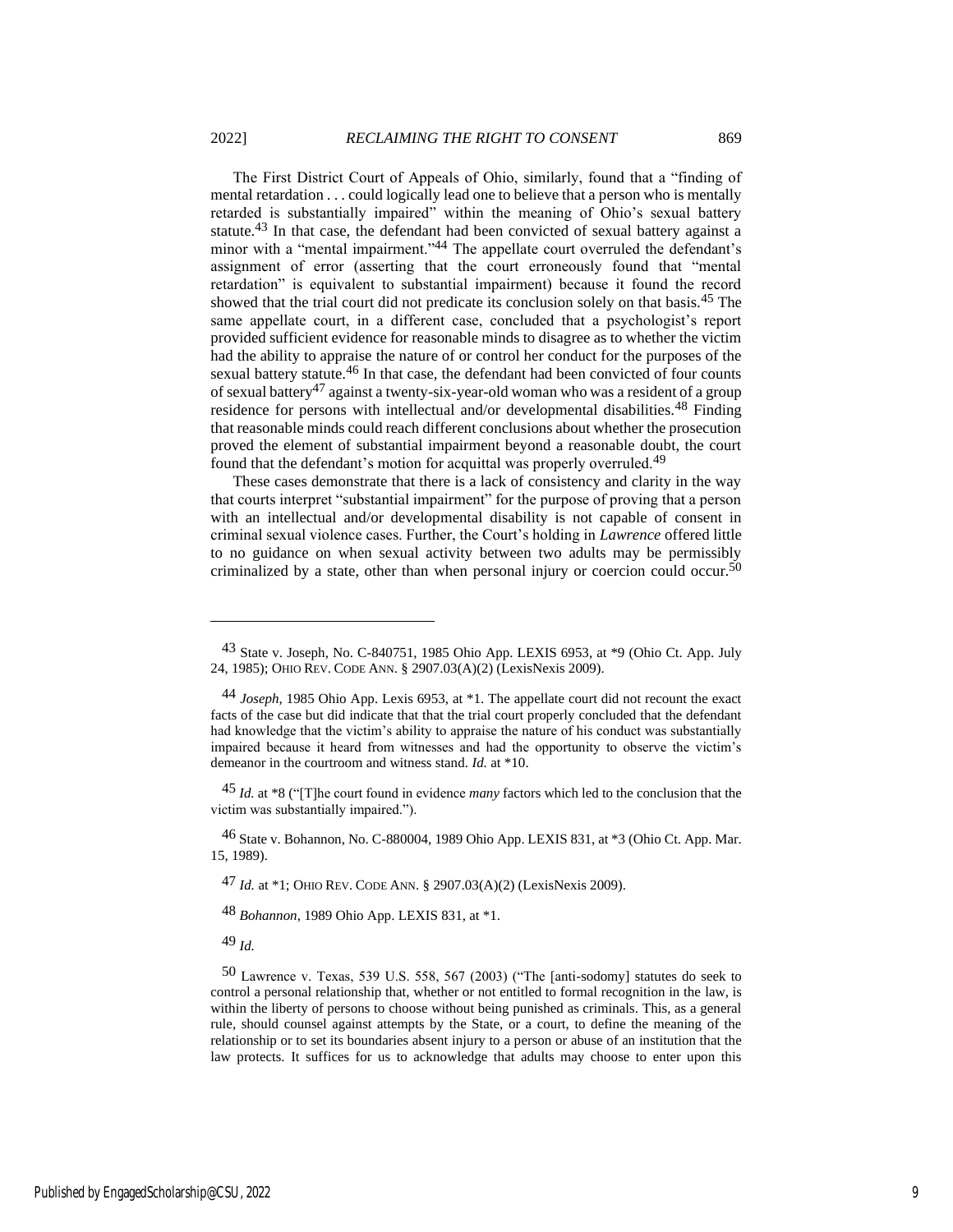The First District Court of Appeals of Ohio, similarly, found that a "finding of mental retardation . . . could logically lead one to believe that a person who is mentally retarded is substantially impaired" within the meaning of Ohio's sexual battery statute.[43] In that case, the defendant had been convicted of sexual battery against a minor with a "mental impairment."[44] The appellate court overruled the defendant's assignment of error (asserting that the court erroneously found that "mental retardation" is equivalent to substantial impairment) because it found the record showed that the trial court did not predicate its conclusion solely on that basis.[45] The same appellate court, in a different case, concluded that a psychologist's report provided sufficient evidence for reasonable minds to disagree as to whether the victim had the ability to appraise the nature of or control her conduct for the purposes of the sexual battery statute.[46] In that case, the defendant had been convicted of four counts of sexual battery[47] against a twenty-six-year-old woman who was a resident of a group residence for persons with intellectual and/or developmental disabilities.[48] Finding that reasonable minds could reach different conclusions about whether the prosecution proved the element of substantial impairment beyond a reasonable doubt, the court found that the defendant's motion for acquittal was properly overruled.[49]

These cases demonstrate that there is a lack of consistency and clarity in the way that courts interpret "substantial impairment" for the purpose of proving that a person with an intellectual and/or developmental disability is not capable of consent in criminal sexual violence cases. Further, the Court's holding in *Lawrence* offered little to no guidance on when sexual activity between two adults may be permissibly criminalized by a state, other than when personal injury or coercion could occur.[50]

---

[43] State v. Joseph, No. C-840751, 1985 Ohio App. LEXIS 6953, at *9 (Ohio Ct. App. July 24, 1985); OHIO REV. CODE ANN. § 2907.03(A)(2) (LexisNexis 2009).

[44] *Joseph*, 1985 Ohio App. Lexis 6953, at *1. The appellate court did not recount the exact facts of the case but did indicate that that the trial court properly concluded that the defendant had knowledge that the victim's ability to appraise the nature of his conduct was substantially impaired because it heard from witnesses and had the opportunity to observe the victim's demeanor in the courtroom and witness stand. *Id.* at *10.

[45] *Id.* at *8 ("[T]he court found in evidence *many* factors which led to the conclusion that the victim was substantially impaired.").

[46] State v. Bohannon, No. C-880004, 1989 Ohio App. LEXIS 831, at *3 (Ohio Ct. App. Mar. 15, 1989).

[47] *Id.* at *1; OHIO REV. CODE ANN. § 2907.03(A)(2) (LexisNexis 2009).

[48] *Bohannon*, 1989 Ohio App. LEXIS 831, at *1.

[49] *Id.*

[50] Lawrence v. Texas, 539 U.S. 558, 567 (2003) ("The [anti-sodomy] statutes do seek to control a personal relationship that, whether or not entitled to formal recognition in the law, is within the liberty of persons to choose without being punished as criminals. This, as a general rule, should counsel against attempts by the State, or a court, to define the meaning of the relationship or to set its boundaries absent injury to a person or abuse of an institution that the law protects. It suffices for us to acknowledge that adults may choose to enter upon this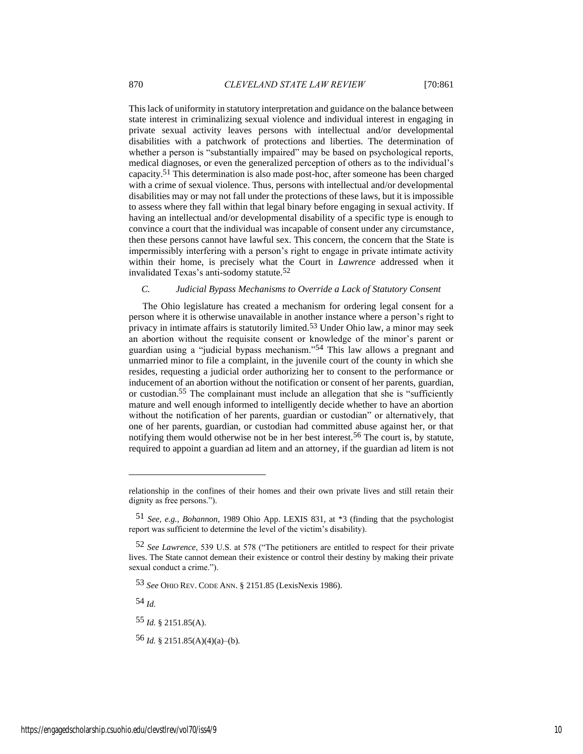This lack of uniformity in statutory interpretation and guidance on the balance between state interest in criminalizing sexual violence and individual interest in engaging in private sexual activity leaves persons with intellectual and/or developmental disabilities with a patchwork of protections and liberties. The determination of whether a person is "substantially impaired" may be based on psychological reports, medical diagnoses, or even the generalized perception of others as to the individual's capacity.[51] This determination is also made post-hoc, after someone has been charged with a crime of sexual violence. Thus, persons with intellectual and/or developmental disabilities may or may not fall under the protections of these laws, but it is impossible to assess where they fall within that legal binary before engaging in sexual activity. If having an intellectual and/or developmental disability of a specific type is enough to convince a court that the individual was incapable of consent under any circumstance, then these persons cannot have lawful sex. This concern, the concern that the State is impermissibly interfering with a person's right to engage in private intimate activity within their home, is precisely what the Court in *Lawrence* addressed when it invalidated Texas's anti-sodomy statute.[52]

### *C. Judicial Bypass Mechanisms to Override a Lack of Statutory Consent*

The Ohio legislature has created a mechanism for ordering legal consent for a person where it is otherwise unavailable in another instance where a person's right to privacy in intimate affairs is statutorily limited.[53] Under Ohio law, a minor may seek an abortion without the requisite consent or knowledge of the minor's parent or guardian using a "judicial bypass mechanism."[54] This law allows a pregnant and unmarried minor to file a complaint, in the juvenile court of the county in which she resides, requesting a judicial order authorizing her to consent to the performance or inducement of an abortion without the notification or consent of her parents, guardian, or custodian.[55] The complainant must include an allegation that she is "sufficiently mature and well enough informed to intelligently decide whether to have an abortion without the notification of her parents, guardian or custodian" or alternatively, that one of her parents, guardian, or custodian had committed abuse against her, or that notifying them would otherwise not be in her best interest.[56] The court is, by statute, required to appoint a guardian ad litem and an attorney, if the guardian ad litem is not

---

relationship in the confines of their homes and their own private lives and still retain their dignity as free persons.").

[51] *See, e.g.*, *Bohannon*, 1989 Ohio App. LEXIS 831, at *3 (finding that the psychologist report was sufficient to determine the level of the victim's disability).

[52] *See Lawrence*, 539 U.S. at 578 ("The petitioners are entitled to respect for their private lives. The State cannot demean their existence or control their destiny by making their private sexual conduct a crime.").

[53] *See* OHIO REV. CODE ANN. § 2151.85 (LexisNexis 1986).

[54] *Id.*

[55] *Id.* § 2151.85(A).

[56] *Id.* § 2151.85(A)(4)(a)–(b).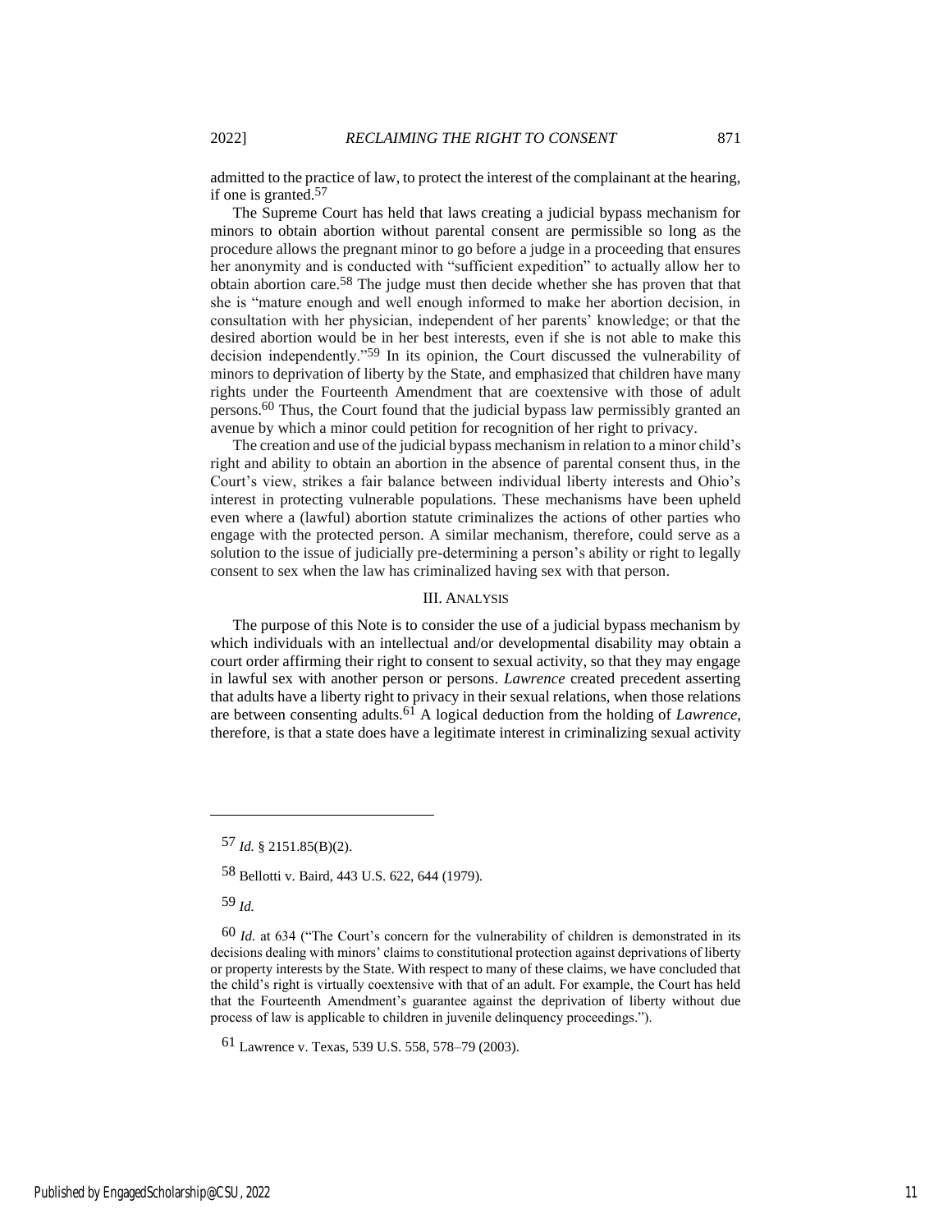admitted to the practice of law, to protect the interest of the complainant at the hearing, if one is granted.[57]

The Supreme Court has held that laws creating a judicial bypass mechanism for minors to obtain abortion without parental consent are permissible so long as the procedure allows the pregnant minor to go before a judge in a proceeding that ensures her anonymity and is conducted with "sufficient expedition" to actually allow her to obtain abortion care.[58] The judge must then decide whether she has proven that that she is "mature enough and well enough informed to make her abortion decision, in consultation with her physician, independent of her parents' knowledge; or that the desired abortion would be in her best interests, even if she is not able to make this decision independently."[59] In its opinion, the Court discussed the vulnerability of minors to deprivation of liberty by the State, and emphasized that children have many rights under the Fourteenth Amendment that are coextensive with those of adult persons.[60] Thus, the Court found that the judicial bypass law permissibly granted an avenue by which a minor could petition for recognition of her right to privacy.

The creation and use of the judicial bypass mechanism in relation to a minor child's right and ability to obtain an abortion in the absence of parental consent thus, in the Court's view, strikes a fair balance between individual liberty interests and Ohio's interest in protecting vulnerable populations. These mechanisms have been upheld even where a (lawful) abortion statute criminalizes the actions of other parties who engage with the protected person. A similar mechanism, therefore, could serve as a solution to the issue of judicially pre-determining a person's ability or right to legally consent to sex when the law has criminalized having sex with that person.

## III. Analysis

The purpose of this Note is to consider the use of a judicial bypass mechanism by which individuals with an intellectual and/or developmental disability may obtain a court order affirming their right to consent to sexual activity, so that they may engage in lawful sex with another person or persons. *Lawrence* created precedent asserting that adults have a liberty right to privacy in their sexual relations, when those relations are between consenting adults.[61] A logical deduction from the holding of *Lawrence*, therefore, is that a state does have a legitimate interest in criminalizing sexual activity

---

[57] *Id.* § 2151.85(B)(2).

[58] Bellotti v. Baird, 443 U.S. 622, 644 (1979).

[59] *Id.*

[60] *Id.* at 634 ("The Court's concern for the vulnerability of children is demonstrated in its decisions dealing with minors' claims to constitutional protection against deprivations of liberty or property interests by the State. With respect to many of these claims, we have concluded that the child's right is virtually coextensive with that of an adult. For example, the Court has held that the Fourteenth Amendment's guarantee against the deprivation of liberty without due process of law is applicable to children in juvenile delinquency proceedings.").

[61] Lawrence v. Texas, 539 U.S. 558, 578–79 (2003).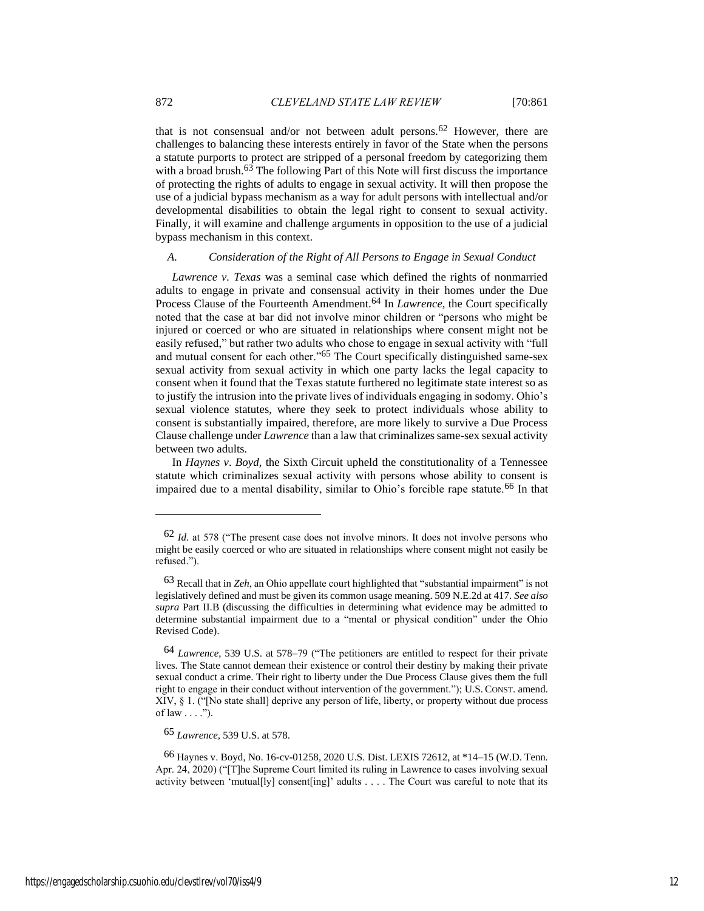that is not consensual and/or not between adult persons.[62] However, there are challenges to balancing these interests entirely in favor of the State when the persons a statute purports to protect are stripped of a personal freedom by categorizing them with a broad brush.[63] The following Part of this Note will first discuss the importance of protecting the rights of adults to engage in sexual activity. It will then propose the use of a judicial bypass mechanism as a way for adult persons with intellectual and/or developmental disabilities to obtain the legal right to consent to sexual activity. Finally, it will examine and challenge arguments in opposition to the use of a judicial bypass mechanism in this context.

### *A. Consideration of the Right of All Persons to Engage in Sexual Conduct*

*Lawrence v. Texas* was a seminal case which defined the rights of nonmarried adults to engage in private and consensual activity in their homes under the Due Process Clause of the Fourteenth Amendment.[64] In *Lawrence*, the Court specifically noted that the case at bar did not involve minor children or "persons who might be injured or coerced or who are situated in relationships where consent might not be easily refused," but rather two adults who chose to engage in sexual activity with "full and mutual consent for each other."[65] The Court specifically distinguished same-sex sexual activity from sexual activity in which one party lacks the legal capacity to consent when it found that the Texas statute furthered no legitimate state interest so as to justify the intrusion into the private lives of individuals engaging in sodomy. Ohio's sexual violence statutes, where they seek to protect individuals whose ability to consent is substantially impaired, therefore, are more likely to survive a Due Process Clause challenge under *Lawrence* than a law that criminalizes same-sex sexual activity between two adults.

In *Haynes v. Boyd*, the Sixth Circuit upheld the constitutionality of a Tennessee statute which criminalizes sexual activity with persons whose ability to consent is impaired due to a mental disability, similar to Ohio's forcible rape statute.[66] In that

---

[62] *Id.* at 578 ("The present case does not involve minors. It does not involve persons who might be easily coerced or who are situated in relationships where consent might not easily be refused.").

[63] Recall that in *Zeh*, an Ohio appellate court highlighted that "substantial impairment" is not legislatively defined and must be given its common usage meaning. 509 N.E.2d at 417. *See also supra* Part II.B (discussing the difficulties in determining what evidence may be admitted to determine substantial impairment due to a "mental or physical condition" under the Ohio Revised Code).

[64] *Lawrence*, 539 U.S. at 578–79 ("The petitioners are entitled to respect for their private lives. The State cannot demean their existence or control their destiny by making their private sexual conduct a crime. Their right to liberty under the Due Process Clause gives them the full right to engage in their conduct without intervention of the government."); U.S. CONST. amend. XIV, § 1. ("[No state shall] deprive any person of life, liberty, or property without due process of law . . . .").

[65] *Lawrence*, 539 U.S. at 578.

[66] Haynes v. Boyd, No. 16-cv-01258, 2020 U.S. Dist. LEXIS 72612, at *14–15 (W.D. Tenn. Apr. 24, 2020) ("[T]he Supreme Court limited its ruling in Lawrence to cases involving sexual activity between 'mutual[ly] consent[ing]' adults . . . . The Court was careful to note that its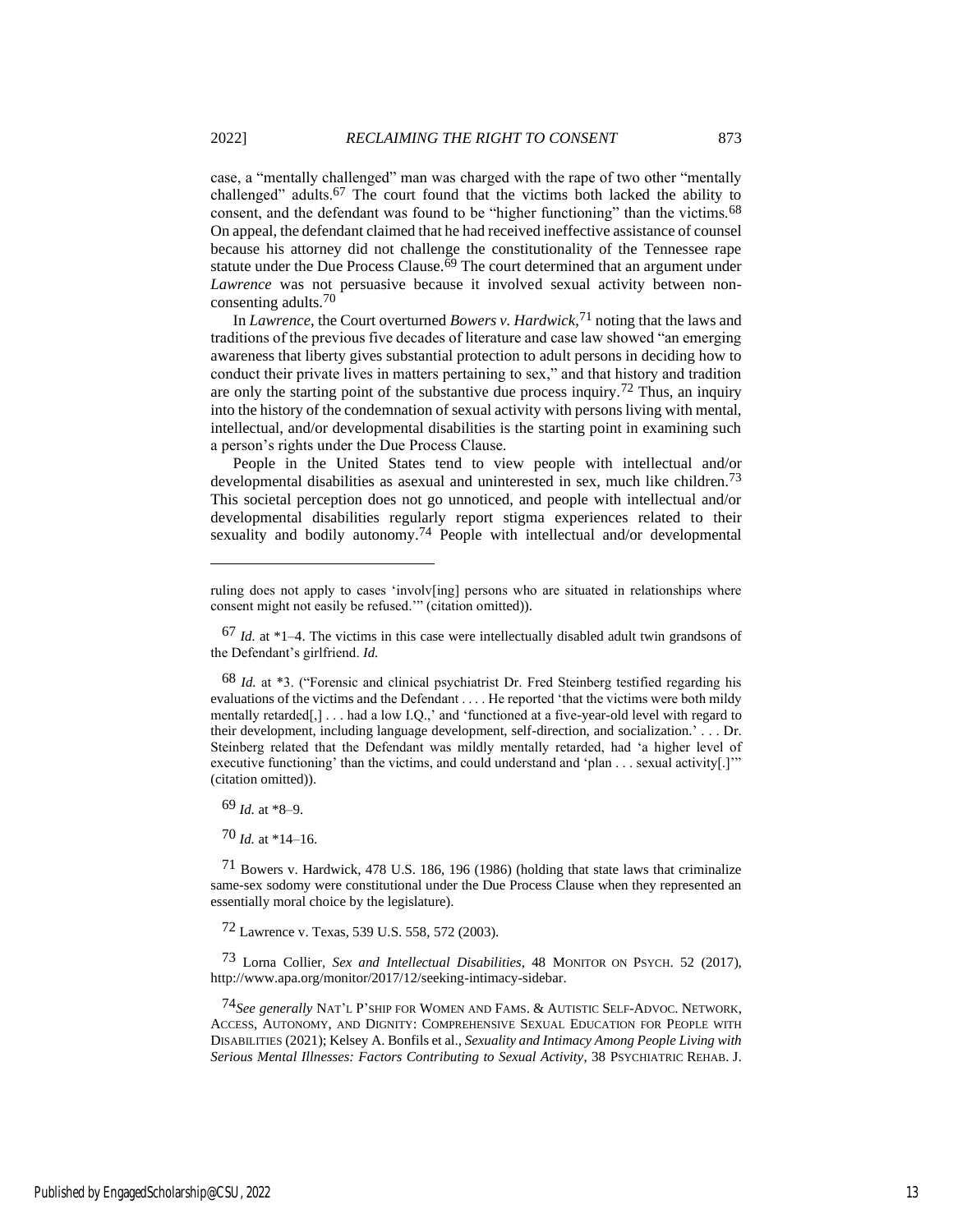case, a "mentally challenged" man was charged with the rape of two other "mentally challenged" adults.[67] The court found that the victims both lacked the ability to consent, and the defendant was found to be "higher functioning" than the victims.[68] On appeal, the defendant claimed that he had received ineffective assistance of counsel because his attorney did not challenge the constitutionality of the Tennessee rape statute under the Due Process Clause.[69] The court determined that an argument under *Lawrence* was not persuasive because it involved sexual activity between non-consenting adults.[70]

In *Lawrence*, the Court overturned *Bowers v. Hardwick*,[71] noting that the laws and traditions of the previous five decades of literature and case law showed "an emerging awareness that liberty gives substantial protection to adult persons in deciding how to conduct their private lives in matters pertaining to sex," and that history and tradition are only the starting point of the substantive due process inquiry.[72] Thus, an inquiry into the history of the condemnation of sexual activity with persons living with mental, intellectual, and/or developmental disabilities is the starting point in examining such a person's rights under the Due Process Clause.

People in the United States tend to view people with intellectual and/or developmental disabilities as asexual and uninterested in sex, much like children.[73] This societal perception does not go unnoticed, and people with intellectual and/or developmental disabilities regularly report stigma experiences related to their sexuality and bodily autonomy.[74] People with intellectual and/or developmental

---

ruling does not apply to cases 'involv[ing] persons who are situated in relationships where consent might not easily be refused.'" (citation omitted)).

[67] *Id.* at *1–4. The victims in this case were intellectually disabled adult twin grandsons of the Defendant's girlfriend. *Id.*

[68] *Id.* at *3. ("Forensic and clinical psychiatrist Dr. Fred Steinberg testified regarding his evaluations of the victims and the Defendant . . . . He reported 'that the victims were both mildy mentally retarded[,] . . . had a low I.Q.,' and 'functioned at a five-year-old level with regard to their development, including language development, self-direction, and socialization.' . . . Dr. Steinberg related that the Defendant was mildly mentally retarded, had 'a higher level of executive functioning' than the victims, and could understand and 'plan . . . sexual activity[.]'" (citation omitted)).

[69] *Id.* at *8–9.

[70] *Id.* at *14–16.

[71] Bowers v. Hardwick, 478 U.S. 186, 196 (1986) (holding that state laws that criminalize same-sex sodomy were constitutional under the Due Process Clause when they represented an essentially moral choice by the legislature).

[72] Lawrence v. Texas, 539 U.S. 558, 572 (2003).

[73] Lorna Collier, *Sex and Intellectual Disabilities*, 48 MONITOR ON PSYCH. 52 (2017), http://www.apa.org/monitor/2017/12/seeking-intimacy-sidebar.

[74] *See generally* NAT'L P'SHIP FOR WOMEN AND FAMS. & AUTISTIC SELF-ADVOC. NETWORK, ACCESS, AUTONOMY, AND DIGNITY: COMPREHENSIVE SEXUAL EDUCATION FOR PEOPLE WITH DISABILITIES (2021); Kelsey A. Bonfils et al., *Sexuality and Intimacy Among People Living with Serious Mental Illnesses: Factors Contributing to Sexual Activity*, 38 PSYCHIATRIC REHAB. J.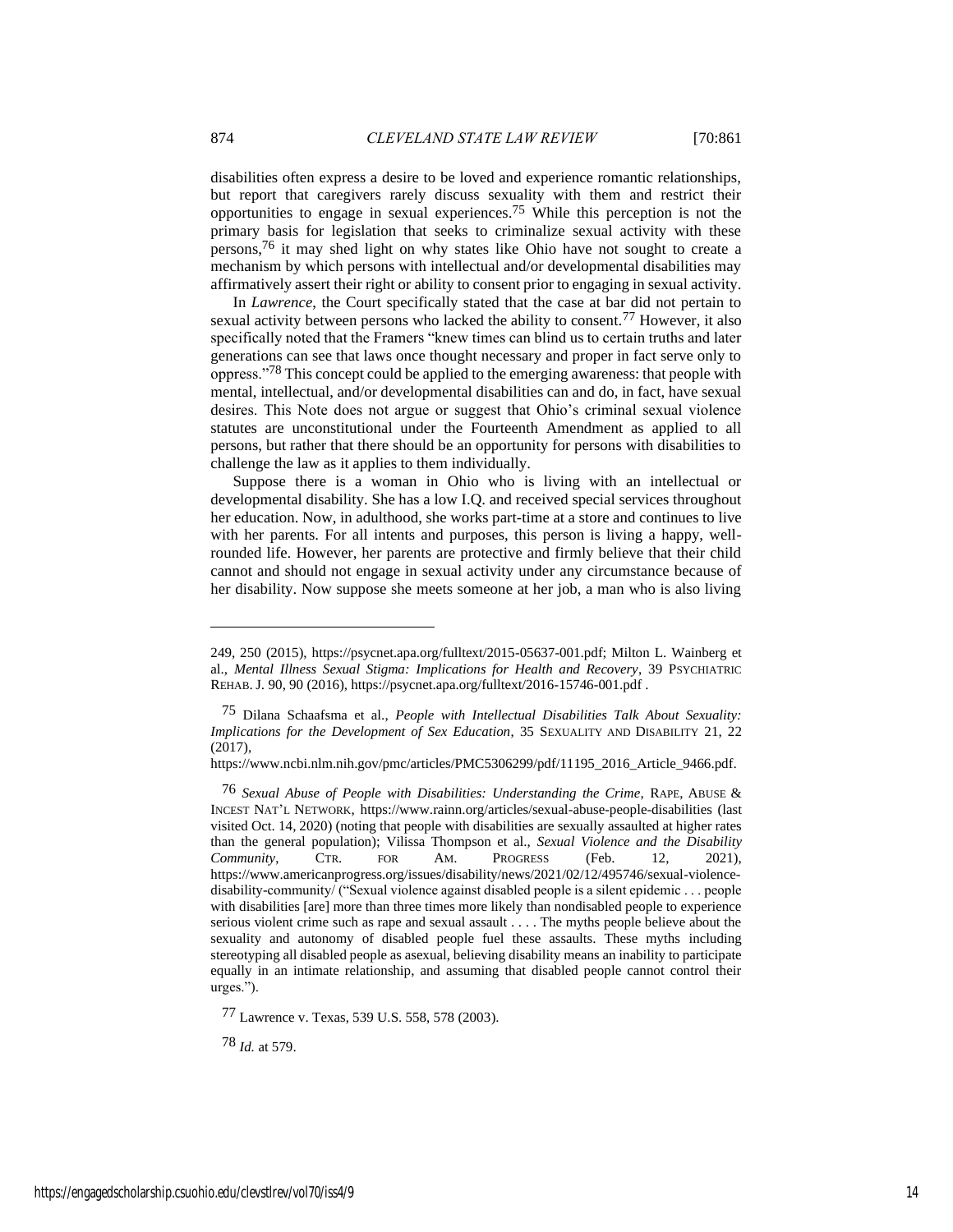disabilities often express a desire to be loved and experience romantic relationships, but report that caregivers rarely discuss sexuality with them and restrict their opportunities to engage in sexual experiences.[75] While this perception is not the primary basis for legislation that seeks to criminalize sexual activity with these persons,[76] it may shed light on why states like Ohio have not sought to create a mechanism by which persons with intellectual and/or developmental disabilities may affirmatively assert their right or ability to consent prior to engaging in sexual activity.

In *Lawrence*, the Court specifically stated that the case at bar did not pertain to sexual activity between persons who lacked the ability to consent.[77] However, it also specifically noted that the Framers "knew times can blind us to certain truths and later generations can see that laws once thought necessary and proper in fact serve only to oppress."[78] This concept could be applied to the emerging awareness: that people with mental, intellectual, and/or developmental disabilities can and do, in fact, have sexual desires. This Note does not argue or suggest that Ohio's criminal sexual violence statutes are unconstitutional under the Fourteenth Amendment as applied to all persons, but rather that there should be an opportunity for persons with disabilities to challenge the law as it applies to them individually.

Suppose there is a woman in Ohio who is living with an intellectual or developmental disability. She has a low I.Q. and received special services throughout her education. Now, in adulthood, she works part-time at a store and continues to live with her parents. For all intents and purposes, this person is living a happy, well-rounded life. However, her parents are protective and firmly believe that their child cannot and should not engage in sexual activity under any circumstance because of her disability. Now suppose she meets someone at her job, a man who is also living

---

249, 250 (2015), https://psycnet.apa.org/fulltext/2015-05637-001.pdf; Milton L. Wainberg et al., *Mental Illness Sexual Stigma: Implications for Health and Recovery*, 39 PSYCHIATRIC REHAB. J. 90, 90 (2016), https://psycnet.apa.org/fulltext/2016-15746-001.pdf .

[75] Dilana Schaafsma et al., *People with Intellectual Disabilities Talk About Sexuality: Implications for the Development of Sex Education*, 35 SEXUALITY AND DISABILITY 21, 22 (2017), https://www.ncbi.nlm.nih.gov/pmc/articles/PMC5306299/pdf/11195_2016_Article_9466.pdf.

[76] *Sexual Abuse of People with Disabilities: Understanding the Crime*, RAPE, ABUSE & INCEST NAT'L NETWORK, https://www.rainn.org/articles/sexual-abuse-people-disabilities (last visited Oct. 14, 2020) (noting that people with disabilities are sexually assaulted at higher rates than the general population); Vilissa Thompson et al., *Sexual Violence and the Disability Community*, CTR. FOR AM. PROGRESS (Feb. 12, 2021), https://www.americanprogress.org/issues/disability/news/2021/02/12/495746/sexual-violence-disability-community/ ("Sexual violence against disabled people is a silent epidemic . . . people with disabilities [are] more than three times more likely than nondisabled people to experience serious violent crime such as rape and sexual assault . . . . The myths people believe about the sexuality and autonomy of disabled people fuel these assaults. These myths including stereotyping all disabled people as asexual, believing disability means an inability to participate equally in an intimate relationship, and assuming that disabled people cannot control their urges.").

[77] Lawrence v. Texas, 539 U.S. 558, 578 (2003).

[78] *Id.* at 579.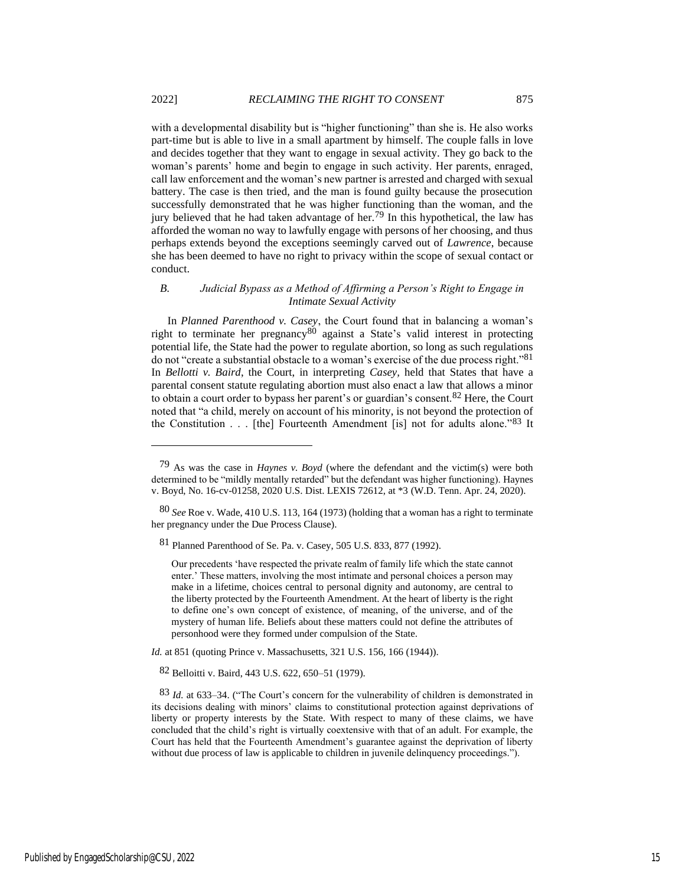with a developmental disability but is "higher functioning" than she is. He also works part-time but is able to live in a small apartment by himself. The couple falls in love and decides together that they want to engage in sexual activity. They go back to the woman's parents' home and begin to engage in such activity. Her parents, enraged, call law enforcement and the woman's new partner is arrested and charged with sexual battery. The case is then tried, and the man is found guilty because the prosecution successfully demonstrated that he was higher functioning than the woman, and the jury believed that he had taken advantage of her.[79] In this hypothetical, the law has afforded the woman no way to lawfully engage with persons of her choosing, and thus perhaps extends beyond the exceptions seemingly carved out of *Lawrence*, because she has been deemed to have no right to privacy within the scope of sexual contact or conduct.

### *B. Judicial Bypass as a Method of Affirming a Person's Right to Engage in Intimate Sexual Activity*

In *Planned Parenthood v. Casey*, the Court found that in balancing a woman's right to terminate her pregnancy[80] against a State's valid interest in protecting potential life, the State had the power to regulate abortion, so long as such regulations do not "create a substantial obstacle to a woman's exercise of the due process right."[81] In *Bellotti v. Baird*, the Court, in interpreting *Casey*, held that States that have a parental consent statute regulating abortion must also enact a law that allows a minor to obtain a court order to bypass her parent's or guardian's consent.[82] Here, the Court noted that "a child, merely on account of his minority, is not beyond the protection of the Constitution . . . [the] Fourteenth Amendment [is] not for adults alone."[83] It

---

[79] As was the case in *Haynes v. Boyd* (where the defendant and the victim(s) were both determined to be "mildly mentally retarded" but the defendant was higher functioning). Haynes v. Boyd, No. 16-cv-01258, 2020 U.S. Dist. LEXIS 72612, at *3 (W.D. Tenn. Apr. 24, 2020).

[80] *See* Roe v. Wade, 410 U.S. 113, 164 (1973) (holding that a woman has a right to terminate her pregnancy under the Due Process Clause).

[81] Planned Parenthood of Se. Pa. v. Casey, 505 U.S. 833, 877 (1992).

> Our precedents 'have respected the private realm of family life which the state cannot enter.' These matters, involving the most intimate and personal choices a person may make in a lifetime, choices central to personal dignity and autonomy, are central to the liberty protected by the Fourteenth Amendment. At the heart of liberty is the right to define one's own concept of existence, of meaning, of the universe, and of the mystery of human life. Beliefs about these matters could not define the attributes of personhood were they formed under compulsion of the State.

*Id.* at 851 (quoting Prince v. Massachusetts, 321 U.S. 156, 166 (1944)).

[82] Belloitti v. Baird, 443 U.S. 622, 650–51 (1979).

[83] *Id.* at 633–34. ("The Court's concern for the vulnerability of children is demonstrated in its decisions dealing with minors' claims to constitutional protection against deprivations of liberty or property interests by the State. With respect to many of these claims, we have concluded that the child's right is virtually coextensive with that of an adult. For example, the Court has held that the Fourteenth Amendment's guarantee against the deprivation of liberty without due process of law is applicable to children in juvenile delinquency proceedings.").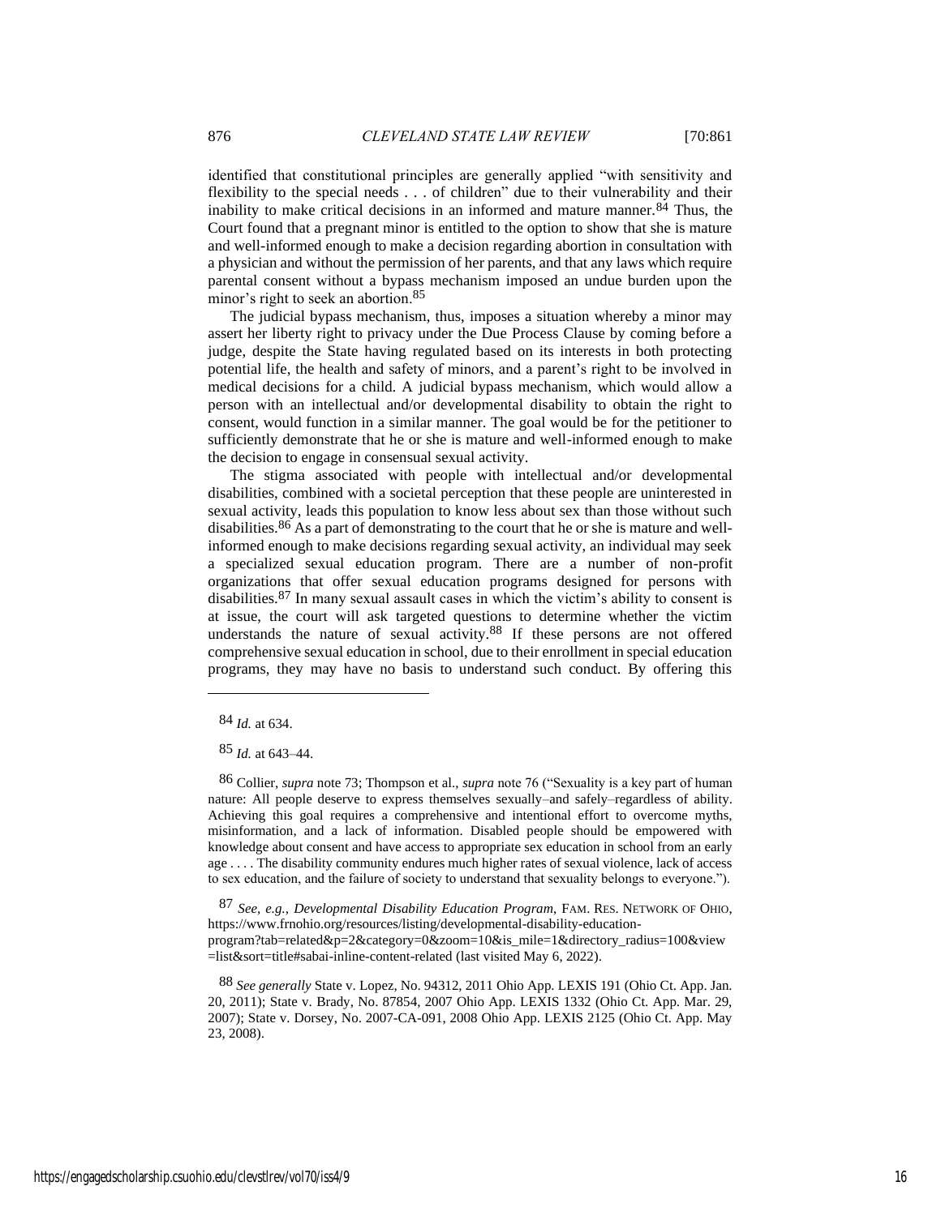identified that constitutional principles are generally applied "with sensitivity and flexibility to the special needs . . . of children" due to their vulnerability and their inability to make critical decisions in an informed and mature manner.[84] Thus, the Court found that a pregnant minor is entitled to the option to show that she is mature and well-informed enough to make a decision regarding abortion in consultation with a physician and without the permission of her parents, and that any laws which require parental consent without a bypass mechanism imposed an undue burden upon the minor's right to seek an abortion.[85]

The judicial bypass mechanism, thus, imposes a situation whereby a minor may assert her liberty right to privacy under the Due Process Clause by coming before a judge, despite the State having regulated based on its interests in both protecting potential life, the health and safety of minors, and a parent's right to be involved in medical decisions for a child. A judicial bypass mechanism, which would allow a person with an intellectual and/or developmental disability to obtain the right to consent, would function in a similar manner. The goal would be for the petitioner to sufficiently demonstrate that he or she is mature and well-informed enough to make the decision to engage in consensual sexual activity.

The stigma associated with people with intellectual and/or developmental disabilities, combined with a societal perception that these people are uninterested in sexual activity, leads this population to know less about sex than those without such disabilities.[86] As a part of demonstrating to the court that he or she is mature and well-informed enough to make decisions regarding sexual activity, an individual may seek a specialized sexual education program. There are a number of non-profit organizations that offer sexual education programs designed for persons with disabilities.[87] In many sexual assault cases in which the victim's ability to consent is at issue, the court will ask targeted questions to determine whether the victim understands the nature of sexual activity.[88] If these persons are not offered comprehensive sexual education in school, due to their enrollment in special education programs, they may have no basis to understand such conduct. By offering this

---

[84] *Id.* at 634.

[85] *Id.* at 643–44.

[86] Collier, *supra* note 73; Thompson et al., *supra* note 76 ("Sexuality is a key part of human nature: All people deserve to express themselves sexually–and safely–regardless of ability. Achieving this goal requires a comprehensive and intentional effort to overcome myths, misinformation, and a lack of information. Disabled people should be empowered with knowledge about consent and have access to appropriate sex education in school from an early age . . . . The disability community endures much higher rates of sexual violence, lack of access to sex education, and the failure of society to understand that sexuality belongs to everyone.").

[87] *See, e.g.*, *Developmental Disability Education Program*, FAM. RES. NETWORK OF OHIO, https://www.frnohio.org/resources/listing/developmental-disability-education-program?tab=related&p=2&category=0&zoom=10&is_mile=1&directory_radius=100&view=list&sort=title#sabai-inline-content-related (last visited May 6, 2022).

[88] *See generally* State v. Lopez, No. 94312, 2011 Ohio App. LEXIS 191 (Ohio Ct. App. Jan. 20, 2011); State v. Brady, No. 87854, 2007 Ohio App. LEXIS 1332 (Ohio Ct. App. Mar. 29, 2007); State v. Dorsey, No. 2007-CA-091, 2008 Ohio App. LEXIS 2125 (Ohio Ct. App. May 23, 2008).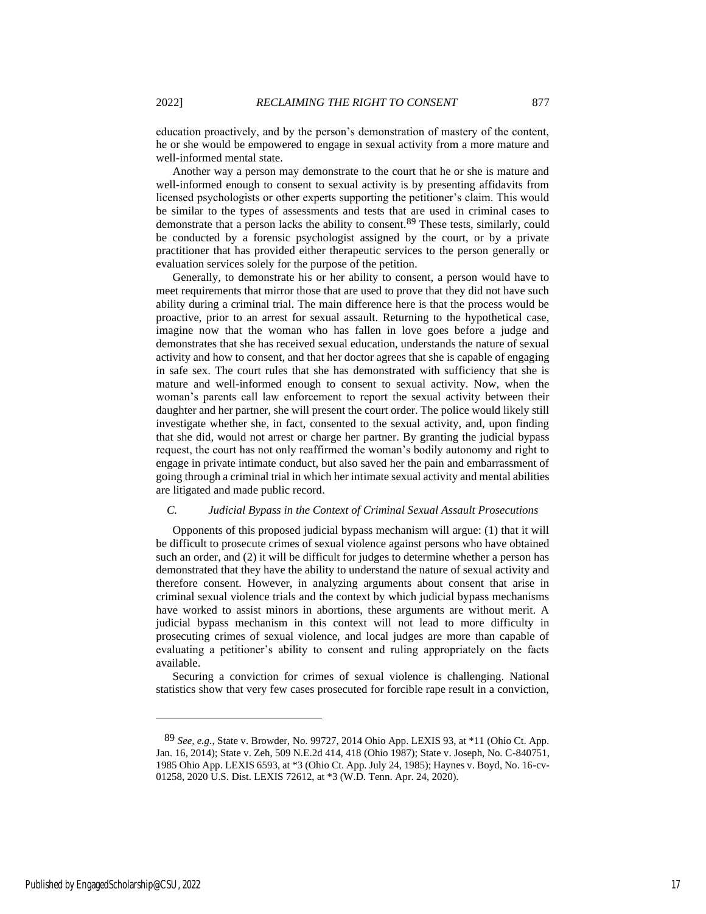education proactively, and by the person's demonstration of mastery of the content, he or she would be empowered to engage in sexual activity from a more mature and well-informed mental state.

Another way a person may demonstrate to the court that he or she is mature and well-informed enough to consent to sexual activity is by presenting affidavits from licensed psychologists or other experts supporting the petitioner's claim. This would be similar to the types of assessments and tests that are used in criminal cases to demonstrate that a person lacks the ability to consent.[89] These tests, similarly, could be conducted by a forensic psychologist assigned by the court, or by a private practitioner that has provided either therapeutic services to the person generally or evaluation services solely for the purpose of the petition.

Generally, to demonstrate his or her ability to consent, a person would have to meet requirements that mirror those that are used to prove that they did not have such ability during a criminal trial. The main difference here is that the process would be proactive, prior to an arrest for sexual assault. Returning to the hypothetical case, imagine now that the woman who has fallen in love goes before a judge and demonstrates that she has received sexual education, understands the nature of sexual activity and how to consent, and that her doctor agrees that she is capable of engaging in safe sex. The court rules that she has demonstrated with sufficiency that she is mature and well-informed enough to consent to sexual activity. Now, when the woman's parents call law enforcement to report the sexual activity between their daughter and her partner, she will present the court order. The police would likely still investigate whether she, in fact, consented to the sexual activity, and, upon finding that she did, would not arrest or charge her partner. By granting the judicial bypass request, the court has not only reaffirmed the woman's bodily autonomy and right to engage in private intimate conduct, but also saved her the pain and embarrassment of going through a criminal trial in which her intimate sexual activity and mental abilities are litigated and made public record.

### *C. Judicial Bypass in the Context of Criminal Sexual Assault Prosecutions*

Opponents of this proposed judicial bypass mechanism will argue: (1) that it will be difficult to prosecute crimes of sexual violence against persons who have obtained such an order, and (2) it will be difficult for judges to determine whether a person has demonstrated that they have the ability to understand the nature of sexual activity and therefore consent. However, in analyzing arguments about consent that arise in criminal sexual violence trials and the context by which judicial bypass mechanisms have worked to assist minors in abortions, these arguments are without merit. A judicial bypass mechanism in this context will not lead to more difficulty in prosecuting crimes of sexual violence, and local judges are more than capable of evaluating a petitioner's ability to consent and ruling appropriately on the facts available.

Securing a conviction for crimes of sexual violence is challenging. National statistics show that very few cases prosecuted for forcible rape result in a conviction,

---

[89] *See, e.g.*, State v. Browder, No. 99727, 2014 Ohio App. LEXIS 93, at *11 (Ohio Ct. App. Jan. 16, 2014); State v. Zeh, 509 N.E.2d 414, 418 (Ohio 1987); State v. Joseph, No. C-840751, 1985 Ohio App. LEXIS 6593, at *3 (Ohio Ct. App. July 24, 1985); Haynes v. Boyd, No. 16-cv-01258, 2020 U.S. Dist. LEXIS 72612, at *3 (W.D. Tenn. Apr. 24, 2020).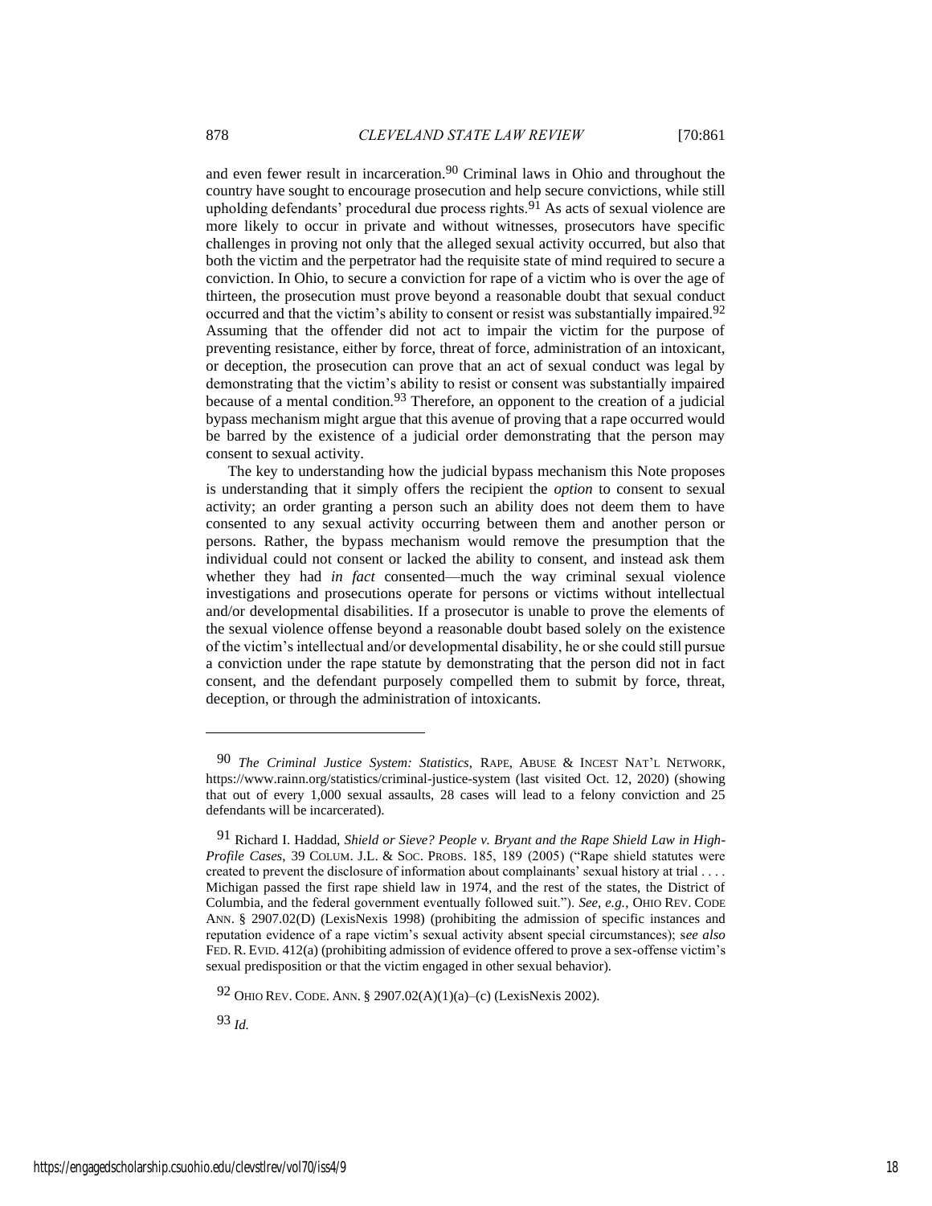and even fewer result in incarceration.[90] Criminal laws in Ohio and throughout the country have sought to encourage prosecution and help secure convictions, while still upholding defendants' procedural due process rights.[91] As acts of sexual violence are more likely to occur in private and without witnesses, prosecutors have specific challenges in proving not only that the alleged sexual activity occurred, but also that both the victim and the perpetrator had the requisite state of mind required to secure a conviction. In Ohio, to secure a conviction for rape of a victim who is over the age of thirteen, the prosecution must prove beyond a reasonable doubt that sexual conduct occurred and that the victim's ability to consent or resist was substantially impaired.[92] Assuming that the offender did not act to impair the victim for the purpose of preventing resistance, either by force, threat of force, administration of an intoxicant, or deception, the prosecution can prove that an act of sexual conduct was legal by demonstrating that the victim's ability to resist or consent was substantially impaired because of a mental condition.[93] Therefore, an opponent to the creation of a judicial bypass mechanism might argue that this avenue of proving that a rape occurred would be barred by the existence of a judicial order demonstrating that the person may consent to sexual activity.

The key to understanding how the judicial bypass mechanism this Note proposes is understanding that it simply offers the recipient the *option* to consent to sexual activity; an order granting a person such an ability does not deem them to have consented to any sexual activity occurring between them and another person or persons. Rather, the bypass mechanism would remove the presumption that the individual could not consent or lacked the ability to consent, and instead ask them whether they had *in fact* consented—much the way criminal sexual violence investigations and prosecutions operate for persons or victims without intellectual and/or developmental disabilities. If a prosecutor is unable to prove the elements of the sexual violence offense beyond a reasonable doubt based solely on the existence of the victim's intellectual and/or developmental disability, he or she could still pursue a conviction under the rape statute by demonstrating that the person did not in fact consent, and the defendant purposely compelled them to submit by force, threat, deception, or through the administration of intoxicants.

---

[90] *The Criminal Justice System: Statistics*, RAPE, ABUSE & INCEST NAT'L NETWORK, https://www.rainn.org/statistics/criminal-justice-system (last visited Oct. 12, 2020) (showing that out of every 1,000 sexual assaults, 28 cases will lead to a felony conviction and 25 defendants will be incarcerated).

[91] Richard I. Haddad, *Shield or Sieve? People v. Bryant and the Rape Shield Law in High-Profile Cases*, 39 COLUM. J.L. & SOC. PROBS. 185, 189 (2005) ("Rape shield statutes were created to prevent the disclosure of information about complainants' sexual history at trial . . . . Michigan passed the first rape shield law in 1974, and the rest of the states, the District of Columbia, and the federal government eventually followed suit."). *See, e.g.*, OHIO REV. CODE ANN. § 2907.02(D) (LexisNexis 1998) (prohibiting the admission of specific instances and reputation evidence of a rape victim's sexual activity absent special circumstances); *see also* FED. R. EVID. 412(a) (prohibiting admission of evidence offered to prove a sex-offense victim's sexual predisposition or that the victim engaged in other sexual behavior).

[92] OHIO REV. CODE. ANN. § 2907.02(A)(1)(a)–(c) (LexisNexis 2002).

[93] *Id.*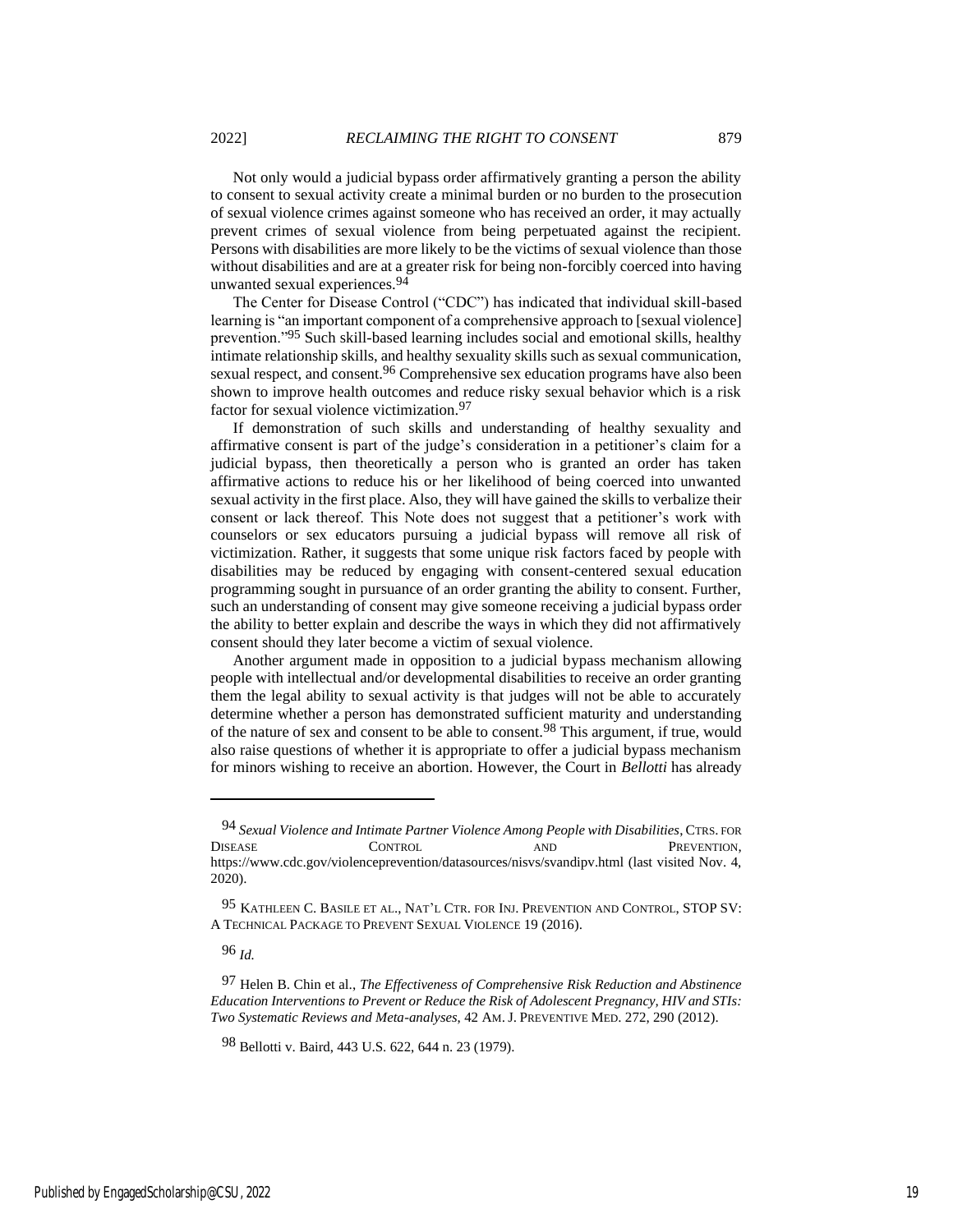Not only would a judicial bypass order affirmatively granting a person the ability to consent to sexual activity create a minimal burden or no burden to the prosecution of sexual violence crimes against someone who has received an order, it may actually prevent crimes of sexual violence from being perpetuated against the recipient. Persons with disabilities are more likely to be the victims of sexual violence than those without disabilities and are at a greater risk for being non-forcibly coerced into having unwanted sexual experiences.[94]

The Center for Disease Control ("CDC") has indicated that individual skill-based learning is "an important component of a comprehensive approach to [sexual violence] prevention."[95] Such skill-based learning includes social and emotional skills, healthy intimate relationship skills, and healthy sexuality skills such as sexual communication, sexual respect, and consent.[96] Comprehensive sex education programs have also been shown to improve health outcomes and reduce risky sexual behavior which is a risk factor for sexual violence victimization.[97]

If demonstration of such skills and understanding of healthy sexuality and affirmative consent is part of the judge's consideration in a petitioner's claim for a judicial bypass, then theoretically a person who is granted an order has taken affirmative actions to reduce his or her likelihood of being coerced into unwanted sexual activity in the first place. Also, they will have gained the skills to verbalize their consent or lack thereof. This Note does not suggest that a petitioner's work with counselors or sex educators pursuing a judicial bypass will remove all risk of victimization. Rather, it suggests that some unique risk factors faced by people with disabilities may be reduced by engaging with consent-centered sexual education programming sought in pursuance of an order granting the ability to consent. Further, such an understanding of consent may give someone receiving a judicial bypass order the ability to better explain and describe the ways in which they did not affirmatively consent should they later become a victim of sexual violence.

Another argument made in opposition to a judicial bypass mechanism allowing people with intellectual and/or developmental disabilities to receive an order granting them the legal ability to sexual activity is that judges will not be able to accurately determine whether a person has demonstrated sufficient maturity and understanding of the nature of sex and consent to be able to consent.[98] This argument, if true, would also raise questions of whether it is appropriate to offer a judicial bypass mechanism for minors wishing to receive an abortion. However, the Court in *Bellotti* has already

---

[94] *Sexual Violence and Intimate Partner Violence Among People with Disabilities*, CTRS. FOR DISEASE CONTROL AND PREVENTION, https://www.cdc.gov/violenceprevention/datasources/nisvs/svandipv.html (last visited Nov. 4, 2020).

[95] KATHLEEN C. BASILE ET AL., NAT'L CTR. FOR INJ. PREVENTION AND CONTROL, STOP SV: A TECHNICAL PACKAGE TO PREVENT SEXUAL VIOLENCE 19 (2016).

[96] *Id.*

[97] Helen B. Chin et al., *The Effectiveness of Comprehensive Risk Reduction and Abstinence Education Interventions to Prevent or Reduce the Risk of Adolescent Pregnancy, HIV and STIs: Two Systematic Reviews and Meta-analyses*, 42 AM. J. PREVENTIVE MED. 272, 290 (2012).

[98] Bellotti v. Baird, 443 U.S. 622, 644 n. 23 (1979).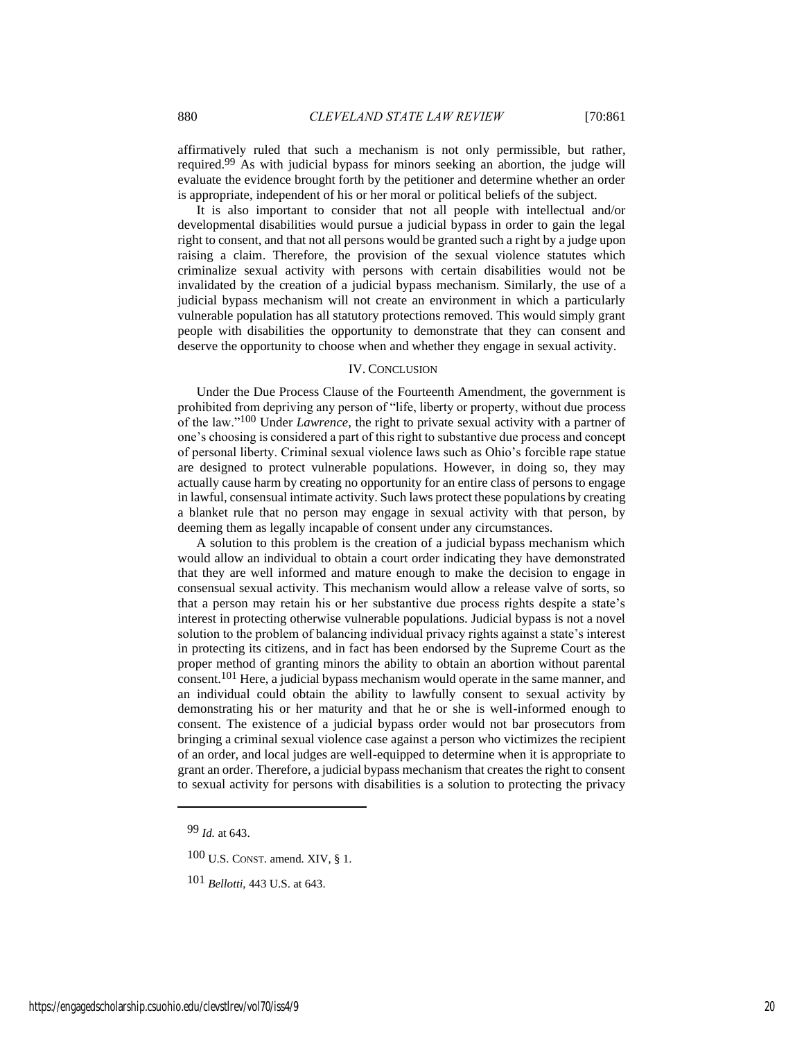affirmatively ruled that such a mechanism is not only permissible, but rather, required.[99] As with judicial bypass for minors seeking an abortion, the judge will evaluate the evidence brought forth by the petitioner and determine whether an order is appropriate, independent of his or her moral or political beliefs of the subject.

It is also important to consider that not all people with intellectual and/or developmental disabilities would pursue a judicial bypass in order to gain the legal right to consent, and that not all persons would be granted such a right by a judge upon raising a claim. Therefore, the provision of the sexual violence statutes which criminalize sexual activity with persons with certain disabilities would not be invalidated by the creation of a judicial bypass mechanism. Similarly, the use of a judicial bypass mechanism will not create an environment in which a particularly vulnerable population has all statutory protections removed. This would simply grant people with disabilities the opportunity to demonstrate that they can consent and deserve the opportunity to choose when and whether they engage in sexual activity.

## IV. Conclusion

Under the Due Process Clause of the Fourteenth Amendment, the government is prohibited from depriving any person of "life, liberty or property, without due process of the law."[100] Under *Lawrence*, the right to private sexual activity with a partner of one's choosing is considered a part of this right to substantive due process and concept of personal liberty. Criminal sexual violence laws such as Ohio's forcible rape statue are designed to protect vulnerable populations. However, in doing so, they may actually cause harm by creating no opportunity for an entire class of persons to engage in lawful, consensual intimate activity. Such laws protect these populations by creating a blanket rule that no person may engage in sexual activity with that person, by deeming them as legally incapable of consent under any circumstances.

A solution to this problem is the creation of a judicial bypass mechanism which would allow an individual to obtain a court order indicating they have demonstrated that they are well informed and mature enough to make the decision to engage in consensual sexual activity. This mechanism would allow a release valve of sorts, so that a person may retain his or her substantive due process rights despite a state's interest in protecting otherwise vulnerable populations. Judicial bypass is not a novel solution to the problem of balancing individual privacy rights against a state's interest in protecting its citizens, and in fact has been endorsed by the Supreme Court as the proper method of granting minors the ability to obtain an abortion without parental consent.[101] Here, a judicial bypass mechanism would operate in the same manner, and an individual could obtain the ability to lawfully consent to sexual activity by demonstrating his or her maturity and that he or she is well-informed enough to consent. The existence of a judicial bypass order would not bar prosecutors from bringing a criminal sexual violence case against a person who victimizes the recipient of an order, and local judges are well-equipped to determine when it is appropriate to grant an order. Therefore, a judicial bypass mechanism that creates the right to consent to sexual activity for persons with disabilities is a solution to protecting the privacy

---

[99] *Id.* at 643.

[100] U.S. CONST. amend. XIV, § 1.

[101] *Bellotti*, 443 U.S. at 643.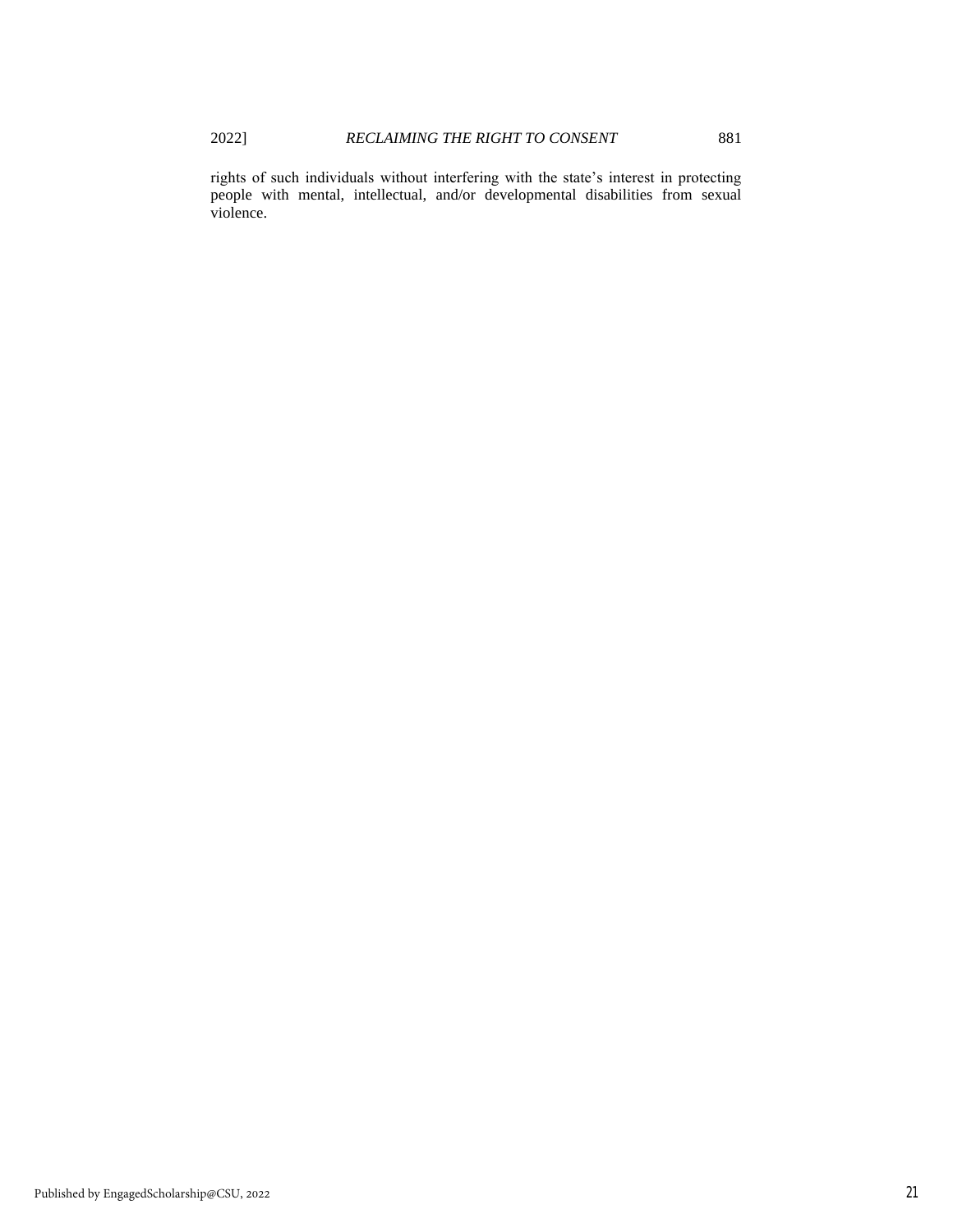rights of such individuals without interfering with the state's interest in protecting people with mental, intellectual, and/or developmental disabilities from sexual violence.